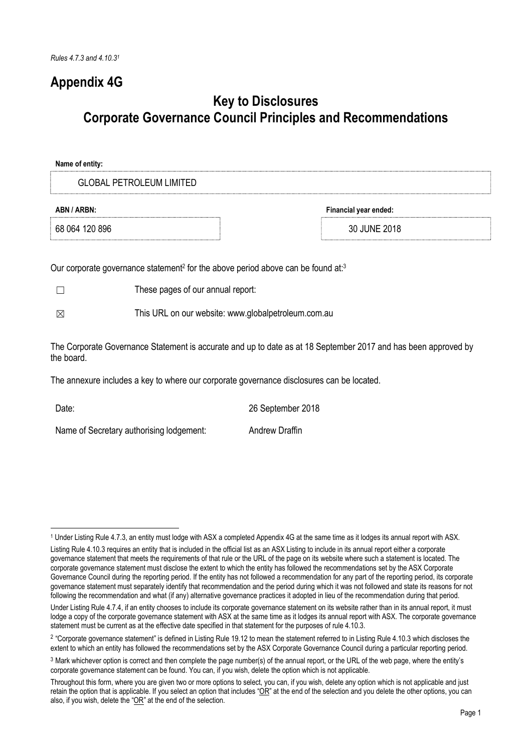*Rules 4.7.3 and 4.10.3*[1]

# Appendix 4G

## Key to Disclosures
## Corporate Governance Council Principles and Recommendations

**Name of entity:**

GLOBAL PETROLEUM LIMITED

| **ABN / ARBN:** | **Financial year ended:** |
|---|---|
| 68 064 120 896 | 30 JUNE 2018 |

Our corporate governance statement[2] for the above period above can be found at:[3]

☐ These pages of our annual report:

☒ This URL on our website: www.globalpetroleum.com.au

The Corporate Governance Statement is accurate and up to date as at 18 September 2017 and has been approved by the board.

The annexure includes a key to where our corporate governance disclosures can be located.

Date: 26 September 2018

Name of Secretary authorising lodgement: Andrew Draffin

---

[1] Under Listing Rule 4.7.3, an entity must lodge with ASX a completed Appendix 4G at the same time as it lodges its annual report with ASX.

Listing Rule 4.10.3 requires an entity that is included in the official list as an ASX Listing to include in its annual report either a corporate governance statement that meets the requirements of that rule or the URL of the page on its website where such a statement is located. The corporate governance statement must disclose the extent to which the entity has followed the recommendations set by the ASX Corporate Governance Council during the reporting period. If the entity has not followed a recommendation for any part of the reporting period, its corporate governance statement must separately identify that recommendation and the period during which it was not followed and state its reasons for not following the recommendation and what (if any) alternative governance practices it adopted in lieu of the recommendation during that period.

Under Listing Rule 4.7.4, if an entity chooses to include its corporate governance statement on its website rather than in its annual report, it must lodge a copy of the corporate governance statement with ASX at the same time as it lodges its annual report with ASX. The corporate governance statement must be current as at the effective date specified in that statement for the purposes of rule 4.10.3.

[2] "Corporate governance statement" is defined in Listing Rule 19.12 to mean the statement referred to in Listing Rule 4.10.3 which discloses the extent to which an entity has followed the recommendations set by the ASX Corporate Governance Council during a particular reporting period.

[3] Mark whichever option is correct and then complete the page number(s) of the annual report, or the URL of the web page, where the entity's corporate governance statement can be found. You can, if you wish, delete the option which is not applicable.

Throughout this form, where you are given two or more options to select, you can, if you wish, delete any option which is not applicable and just retain the option that is applicable. If you select an option that includes "OR" at the end of the selection and you delete the other options, you can also, if you wish, delete the "OR" at the end of the selection.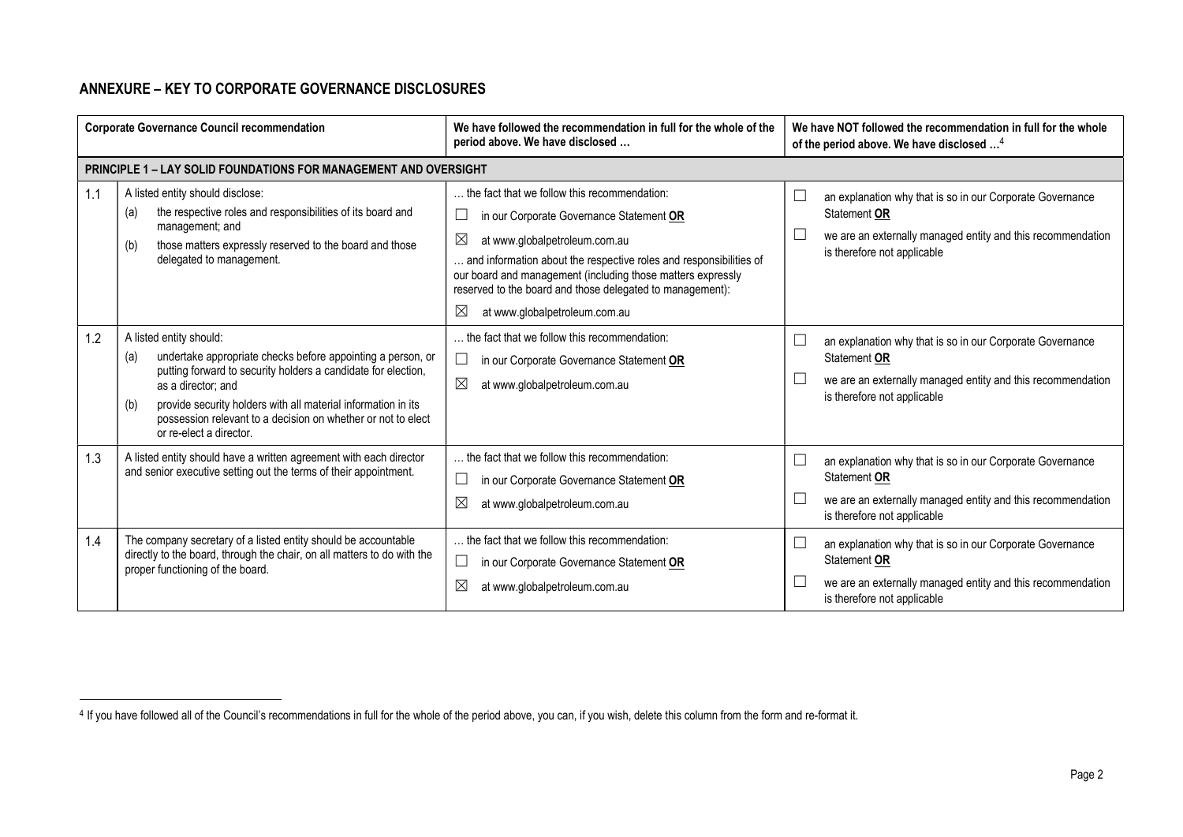## ANNEXURE – KEY TO CORPORATE GOVERNANCE DISCLOSURES

| | Corporate Governance Council recommendation | We have followed the recommendation in full for the whole of the period above. We have disclosed … | We have NOT followed the recommendation in full for the whole of the period above. We have disclosed …[4] |
|---|---|---|---|
| **PRINCIPLE 1 – LAY SOLID FOUNDATIONS FOR MANAGEMENT AND OVERSIGHT** | | | |
| 1.1 | A listed entity should disclose:<br>(a) the respective roles and responsibilities of its board and management; and<br>(b) those matters expressly reserved to the board and those delegated to management. | … the fact that we follow this recommendation:<br>☐ in our Corporate Governance Statement **OR**<br>☒ at www.globalpetroleum.com.au<br>… and information about the respective roles and responsibilities of our board and management (including those matters expressly reserved to the board and those delegated to management):<br>☒ at www.globalpetroleum.com.au | ☐ an explanation why that is so in our Corporate Governance Statement **OR**<br>☐ we are an externally managed entity and this recommendation is therefore not applicable |
| 1.2 | A listed entity should:<br>(a) undertake appropriate checks before appointing a person, or putting forward to security holders a candidate for election, as a director; and<br>(b) provide security holders with all material information in its possession relevant to a decision on whether or not to elect or re-elect a director. | … the fact that we follow this recommendation:<br>☐ in our Corporate Governance Statement **OR**<br>☒ at www.globalpetroleum.com.au | ☐ an explanation why that is so in our Corporate Governance Statement **OR**<br>☐ we are an externally managed entity and this recommendation is therefore not applicable |
| 1.3 | A listed entity should have a written agreement with each director and senior executive setting out the terms of their appointment. | … the fact that we follow this recommendation:<br>☐ in our Corporate Governance Statement **OR**<br>☒ at www.globalpetroleum.com.au | ☐ an explanation why that is so in our Corporate Governance Statement **OR**<br>☐ we are an externally managed entity and this recommendation is therefore not applicable |
| 1.4 | The company secretary of a listed entity should be accountable directly to the board, through the chair, on all matters to do with the proper functioning of the board. | … the fact that we follow this recommendation:<br>☐ in our Corporate Governance Statement **OR**<br>☒ at www.globalpetroleum.com.au | ☐ an explanation why that is so in our Corporate Governance Statement **OR**<br>☐ we are an externally managed entity and this recommendation is therefore not applicable |

[4] If you have followed all of the Council's recommendations in full for the whole of the period above, you can, if you wish, delete this column from the form and re-format it.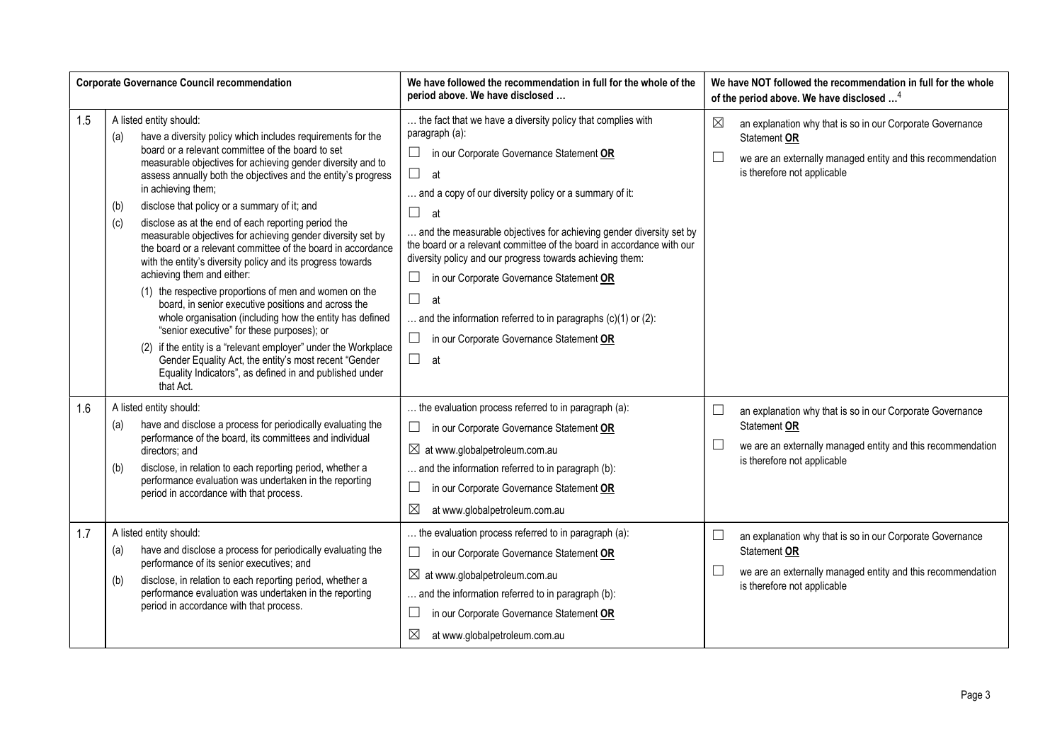| Corporate Governance Council recommendation | | We have followed the recommendation in full for the whole of the period above. We have disclosed … | We have NOT followed the recommendation in full for the whole of the period above. We have disclosed …[4] |
|---|---|---|---|
| 1.5 | A listed entity should:<br>(a) have a diversity policy which includes requirements for the board or a relevant committee of the board to set measurable objectives for achieving gender diversity and to assess annually both the objectives and the entity's progress in achieving them;<br>(b) disclose that policy or a summary of it; and<br>(c) disclose as at the end of each reporting period the measurable objectives for achieving gender diversity set by the board or a relevant committee of the board in accordance with the entity's diversity policy and its progress towards achieving them and either:<br>(1) the respective proportions of men and women on the board, in senior executive positions and across the whole organisation (including how the entity has defined "senior executive" for these purposes); or<br>(2) if the entity is a "relevant employer" under the Workplace Gender Equality Act, the entity's most recent "Gender Equality Indicators", as defined in and published under that Act. | … the fact that we have a diversity policy that complies with paragraph (a):<br>☐ in our Corporate Governance Statement **OR**<br>☐ at<br>… and a copy of our diversity policy or a summary of it:<br>☐ at<br>… and the measurable objectives for achieving gender diversity set by the board or a relevant committee of the board in accordance with our diversity policy and our progress towards achieving them:<br>☐ in our Corporate Governance Statement **OR**<br>☐ at<br>… and the information referred to in paragraphs (c)(1) or (2):<br>☐ in our Corporate Governance Statement **OR**<br>☐ at | ☒ an explanation why that is so in our Corporate Governance Statement **OR**<br>☐ we are an externally managed entity and this recommendation is therefore not applicable |
| 1.6 | A listed entity should:<br>(a) have and disclose a process for periodically evaluating the performance of the board, its committees and individual directors; and<br>(b) disclose, in relation to each reporting period, whether a performance evaluation was undertaken in the reporting period in accordance with that process. | … the evaluation process referred to in paragraph (a):<br>☐ in our Corporate Governance Statement **OR**<br>☒ at www.globalpetroleum.com.au<br>… and the information referred to in paragraph (b):<br>☐ in our Corporate Governance Statement **OR**<br>☒ at www.globalpetroleum.com.au | ☐ an explanation why that is so in our Corporate Governance Statement **OR**<br>☐ we are an externally managed entity and this recommendation is therefore not applicable |
| 1.7 | A listed entity should:<br>(a) have and disclose a process for periodically evaluating the performance of its senior executives; and<br>(b) disclose, in relation to each reporting period, whether a performance evaluation was undertaken in the reporting period in accordance with that process. | … the evaluation process referred to in paragraph (a):<br>☐ in our Corporate Governance Statement **OR**<br>☒ at www.globalpetroleum.com.au<br>… and the information referred to in paragraph (b):<br>☐ in our Corporate Governance Statement **OR**<br>☒ at www.globalpetroleum.com.au | ☐ an explanation why that is so in our Corporate Governance Statement **OR**<br>☐ we are an externally managed entity and this recommendation is therefore not applicable |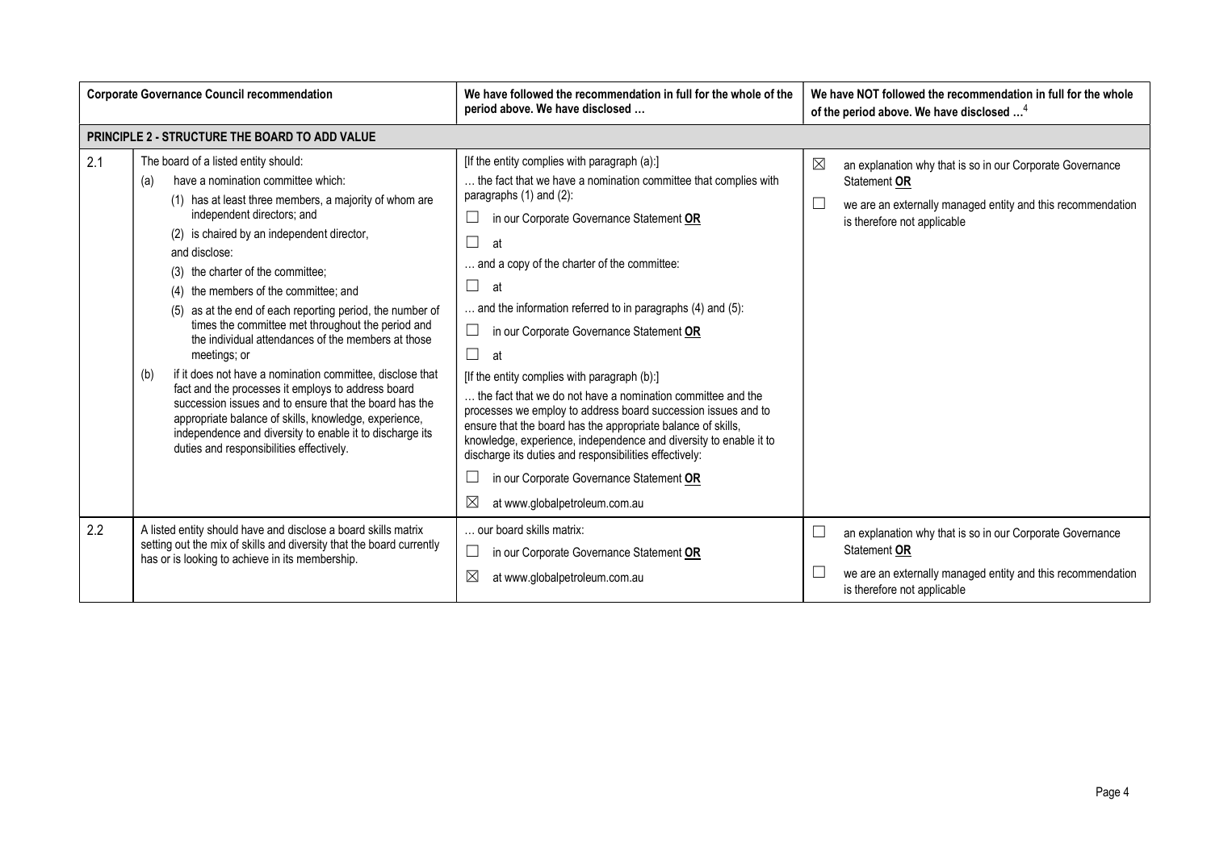| | Corporate Governance Council recommendation | We have followed the recommendation in full for the whole of the period above. We have disclosed … | We have NOT followed the recommendation in full for the whole of the period above. We have disclosed …[4] |
|---|---|---|---|
| **PRINCIPLE 2 - STRUCTURE THE BOARD TO ADD VALUE** | | | |
| 2.1 | The board of a listed entity should:<br>(a) have a nomination committee which:<br>(1) has at least three members, a majority of whom are independent directors; and<br>(2) is chaired by an independent director,<br>and disclose:<br>(3) the charter of the committee;<br>(4) the members of the committee; and<br>(5) as at the end of each reporting period, the number of times the committee met throughout the period and the individual attendances of the members at those meetings; or<br>(b) if it does not have a nomination committee, disclose that fact and the processes it employs to address board succession issues and to ensure that the board has the appropriate balance of skills, knowledge, experience, independence and diversity to enable it to discharge its duties and responsibilities effectively. | [If the entity complies with paragraph (a):]<br>… the fact that we have a nomination committee that complies with paragraphs (1) and (2):<br>☐ in our Corporate Governance Statement **OR**<br>☐ at<br>… and a copy of the charter of the committee:<br>☐ at<br>… and the information referred to in paragraphs (4) and (5):<br>☐ in our Corporate Governance Statement **OR**<br>☐ at<br>[If the entity complies with paragraph (b):]<br>… the fact that we do not have a nomination committee and the processes we employ to address board succession issues and to ensure that the board has the appropriate balance of skills, knowledge, experience, independence and diversity to enable it to discharge its duties and responsibilities effectively:<br>☐ in our Corporate Governance Statement **OR**<br>☒ at www.globalpetroleum.com.au | ☒ an explanation why that is so in our Corporate Governance Statement **OR**<br>☐ we are an externally managed entity and this recommendation is therefore not applicable |
| 2.2 | A listed entity should have and disclose a board skills matrix setting out the mix of skills and diversity that the board currently has or is looking to achieve in its membership. | … our board skills matrix:<br>☐ in our Corporate Governance Statement **OR**<br>☒ at www.globalpetroleum.com.au | ☐ an explanation why that is so in our Corporate Governance Statement **OR**<br>☐ we are an externally managed entity and this recommendation is therefore not applicable |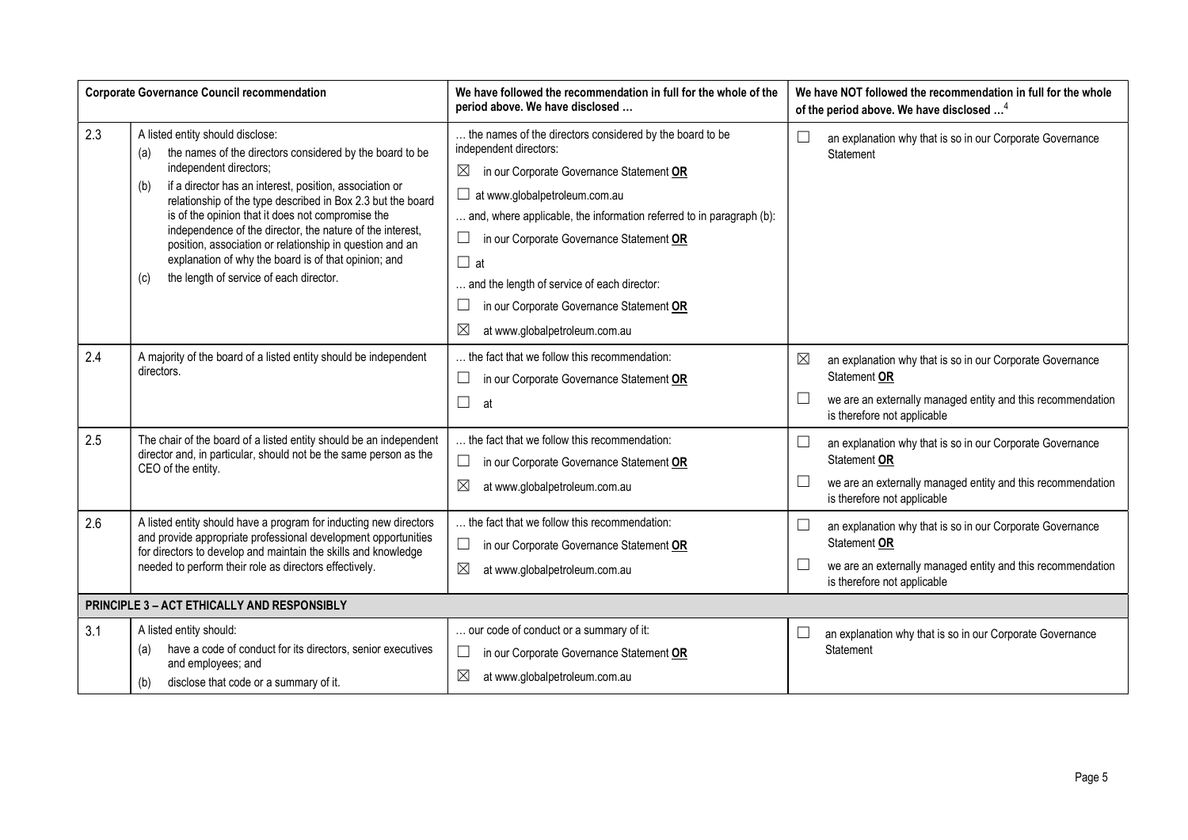| Corporate Governance Council recommendation | | We have followed the recommendation in full for the whole of the period above. We have disclosed … | We have NOT followed the recommendation in full for the whole of the period above. We have disclosed …[4] |
|---|---|---|---|
| 2.3 | A listed entity should disclose:<br>(a) the names of the directors considered by the board to be independent directors;<br>(b) if a director has an interest, position, association or relationship of the type described in Box 2.3 but the board is of the opinion that it does not compromise the independence of the director, the nature of the interest, position, association or relationship in question and an explanation of why the board is of that opinion; and<br>(c) the length of service of each director. | … the names of the directors considered by the board to be independent directors:<br>☒ in our Corporate Governance Statement **OR**<br>☐ at www.globalpetroleum.com.au<br>… and, where applicable, the information referred to in paragraph (b):<br>☐ in our Corporate Governance Statement **OR**<br>☐ at<br>… and the length of service of each director:<br>☐ in our Corporate Governance Statement **OR**<br>☒ at www.globalpetroleum.com.au | ☐ an explanation why that is so in our Corporate Governance Statement |
| 2.4 | A majority of the board of a listed entity should be independent directors. | … the fact that we follow this recommendation:<br>☐ in our Corporate Governance Statement **OR**<br>☐ at | ☒ an explanation why that is so in our Corporate Governance Statement **OR**<br>☐ we are an externally managed entity and this recommendation is therefore not applicable |
| 2.5 | The chair of the board of a listed entity should be an independent director and, in particular, should not be the same person as the CEO of the entity. | … the fact that we follow this recommendation:<br>☐ in our Corporate Governance Statement **OR**<br>☒ at www.globalpetroleum.com.au | ☐ an explanation why that is so in our Corporate Governance Statement **OR**<br>☐ we are an externally managed entity and this recommendation is therefore not applicable |
| 2.6 | A listed entity should have a program for inducting new directors and provide appropriate professional development opportunities for directors to develop and maintain the skills and knowledge needed to perform their role as directors effectively. | … the fact that we follow this recommendation:<br>☐ in our Corporate Governance Statement **OR**<br>☒ at www.globalpetroleum.com.au | ☐ an explanation why that is so in our Corporate Governance Statement **OR**<br>☐ we are an externally managed entity and this recommendation is therefore not applicable |
| **PRINCIPLE 3 – ACT ETHICALLY AND RESPONSIBLY** | | | |
| 3.1 | A listed entity should:<br>(a) have a code of conduct for its directors, senior executives and employees; and<br>(b) disclose that code or a summary of it. | … our code of conduct or a summary of it:<br>☐ in our Corporate Governance Statement **OR**<br>☒ at www.globalpetroleum.com.au | ☐ an explanation why that is so in our Corporate Governance Statement |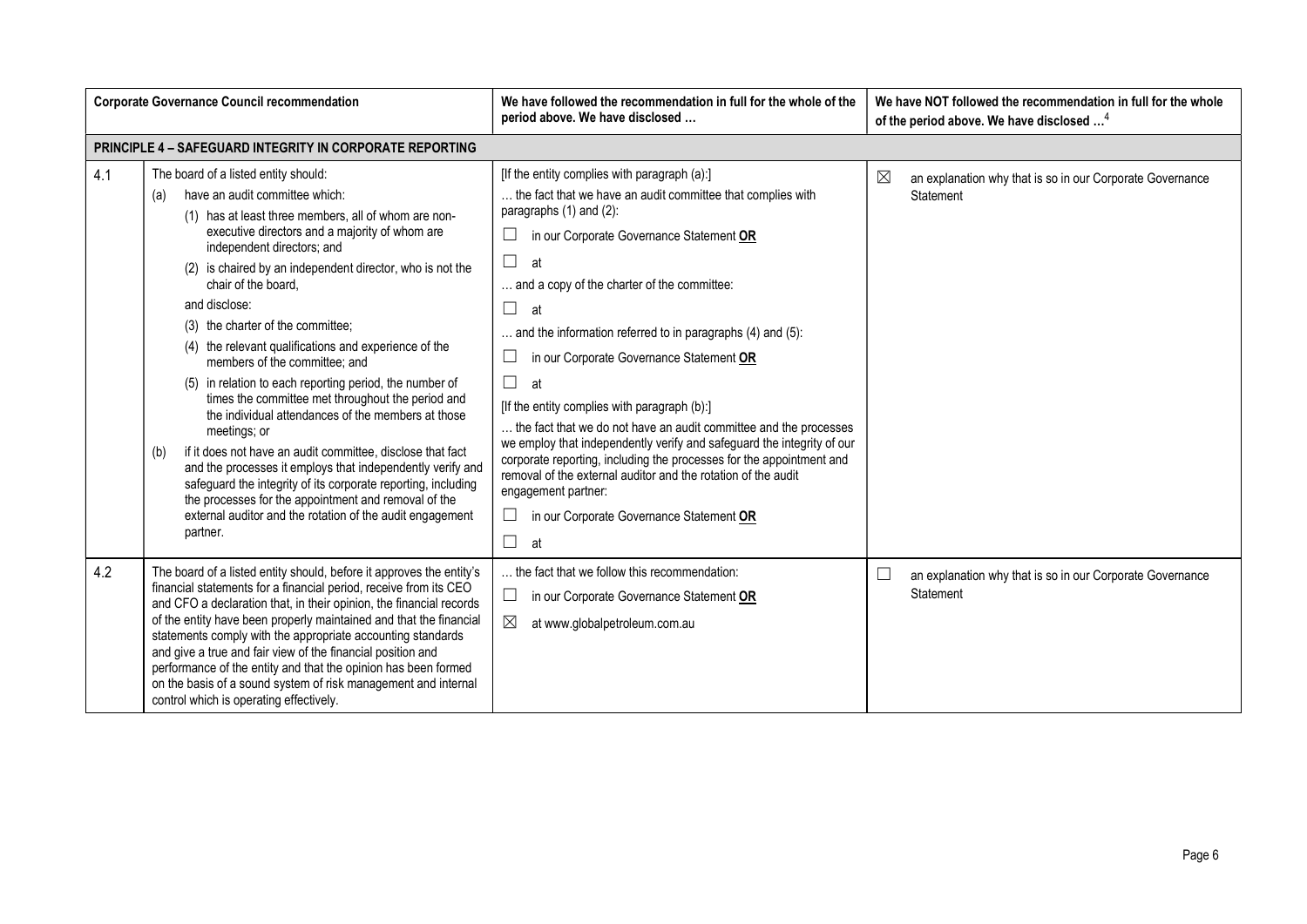| | Corporate Governance Council recommendation | We have followed the recommendation in full for the whole of the period above. We have disclosed … | We have NOT followed the recommendation in full for the whole of the period above. We have disclosed …[4] |
|---|---|---|---|
| **PRINCIPLE 4 – SAFEGUARD INTEGRITY IN CORPORATE REPORTING** | | | |
| 4.1 | The board of a listed entity should:<br>(a) have an audit committee which:<br>(1) has at least three members, all of whom are non-executive directors and a majority of whom are independent directors; and<br>(2) is chaired by an independent director, who is not the chair of the board,<br>and disclose:<br>(3) the charter of the committee;<br>(4) the relevant qualifications and experience of the members of the committee; and<br>(5) in relation to each reporting period, the number of times the committee met throughout the period and the individual attendances of the members at those meetings; or<br>(b) if it does not have an audit committee, disclose that fact and the processes it employs that independently verify and safeguard the integrity of its corporate reporting, including the processes for the appointment and removal of the external auditor and the rotation of the audit engagement partner. | [If the entity complies with paragraph (a):]<br>… the fact that we have an audit committee that complies with paragraphs (1) and (2):<br>☐ in our Corporate Governance Statement **OR**<br>☐ at<br>… and a copy of the charter of the committee:<br>☐ at<br>… and the information referred to in paragraphs (4) and (5):<br>☐ in our Corporate Governance Statement **OR**<br>☐ at<br>[If the entity complies with paragraph (b):]<br>… the fact that we do not have an audit committee and the processes we employ that independently verify and safeguard the integrity of our corporate reporting, including the processes for the appointment and removal of the external auditor and the rotation of the audit engagement partner:<br>☐ in our Corporate Governance Statement **OR**<br>☐ at | ☒ an explanation why that is so in our Corporate Governance Statement |
| 4.2 | The board of a listed entity should, before it approves the entity's financial statements for a financial period, receive from its CEO and CFO a declaration that, in their opinion, the financial records of the entity have been properly maintained and that the financial statements comply with the appropriate accounting standards and give a true and fair view of the financial position and performance of the entity and that the opinion has been formed on the basis of a sound system of risk management and internal control which is operating effectively. | … the fact that we follow this recommendation:<br>☐ in our Corporate Governance Statement **OR**<br>☒ at www.globalpetroleum.com.au | ☐ an explanation why that is so in our Corporate Governance Statement |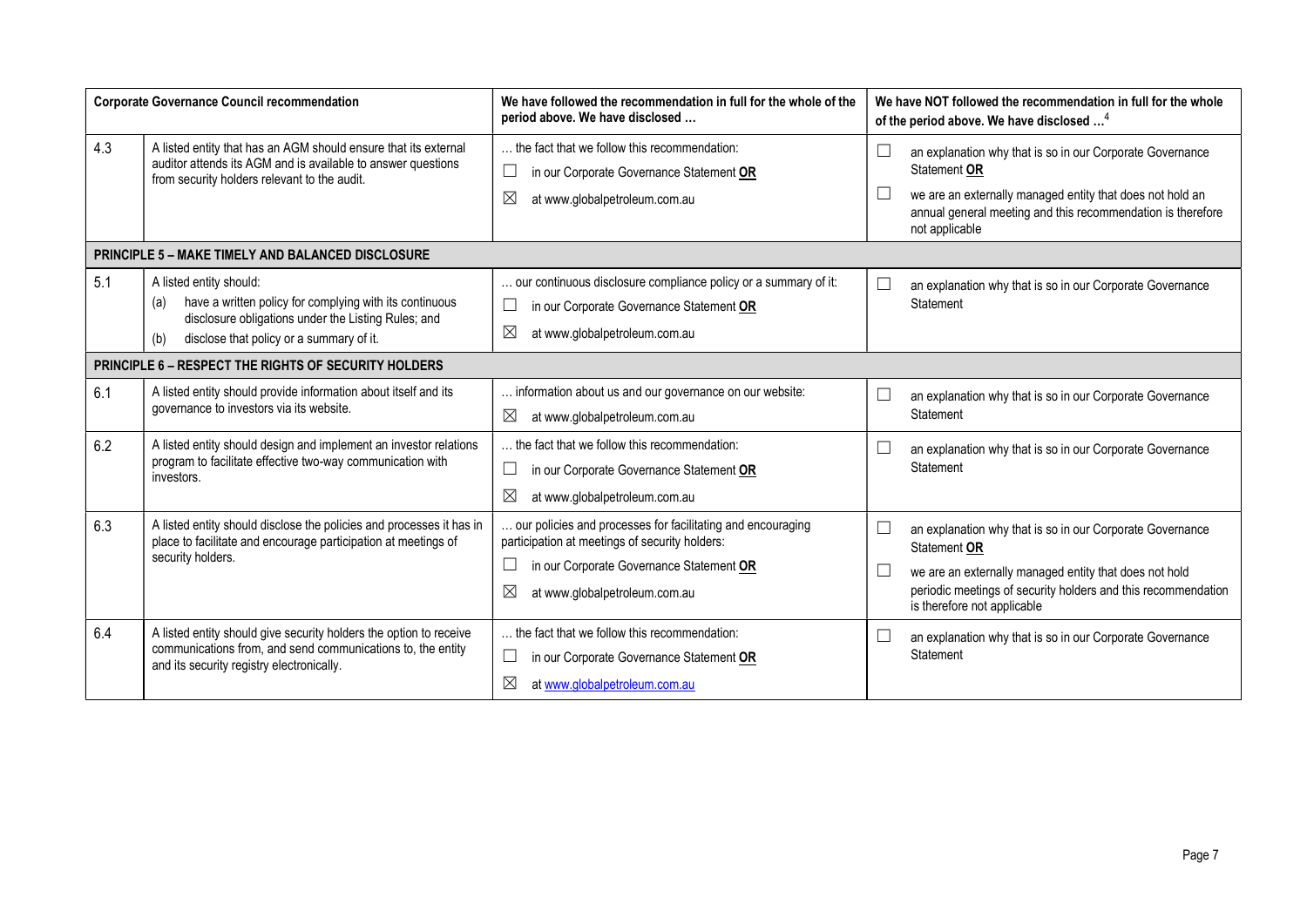| Corporate Governance Council recommendation | | We have followed the recommendation in full for the whole of the period above. We have disclosed … | We have NOT followed the recommendation in full for the whole of the period above. We have disclosed …[4] |
|---|---|---|---|
| 4.3 | A listed entity that has an AGM should ensure that its external auditor attends its AGM and is available to answer questions from security holders relevant to the audit. | … the fact that we follow this recommendation:<br>☐ in our Corporate Governance Statement **OR**<br>☒ at www.globalpetroleum.com.au | ☐ an explanation why that is so in our Corporate Governance Statement **OR**<br>☐ we are an externally managed entity that does not hold an annual general meeting and this recommendation is therefore not applicable |
| **PRINCIPLE 5 – MAKE TIMELY AND BALANCED DISCLOSURE** | | | |
| 5.1 | A listed entity should:<br>(a) have a written policy for complying with its continuous disclosure obligations under the Listing Rules; and<br>(b) disclose that policy or a summary of it. | … our continuous disclosure compliance policy or a summary of it:<br>☐ in our Corporate Governance Statement **OR**<br>☒ at www.globalpetroleum.com.au | ☐ an explanation why that is so in our Corporate Governance Statement |
| **PRINCIPLE 6 – RESPECT THE RIGHTS OF SECURITY HOLDERS** | | | |
| 6.1 | A listed entity should provide information about itself and its governance to investors via its website. | … information about us and our governance on our website:<br>☒ at www.globalpetroleum.com.au | ☐ an explanation why that is so in our Corporate Governance Statement |
| 6.2 | A listed entity should design and implement an investor relations program to facilitate effective two-way communication with investors. | … the fact that we follow this recommendation:<br>☐ in our Corporate Governance Statement **OR**<br>☒ at www.globalpetroleum.com.au | ☐ an explanation why that is so in our Corporate Governance Statement |
| 6.3 | A listed entity should disclose the policies and processes it has in place to facilitate and encourage participation at meetings of security holders. | … our policies and processes for facilitating and encouraging participation at meetings of security holders:<br>☐ in our Corporate Governance Statement **OR**<br>☒ at www.globalpetroleum.com.au | ☐ an explanation why that is so in our Corporate Governance Statement **OR**<br>☐ we are an externally managed entity that does not hold periodic meetings of security holders and this recommendation is therefore not applicable |
| 6.4 | A listed entity should give security holders the option to receive communications from, and send communications to, the entity and its security registry electronically. | … the fact that we follow this recommendation:<br>☐ in our Corporate Governance Statement **OR**<br>☒ at www.globalpetroleum.com.au | ☐ an explanation why that is so in our Corporate Governance Statement |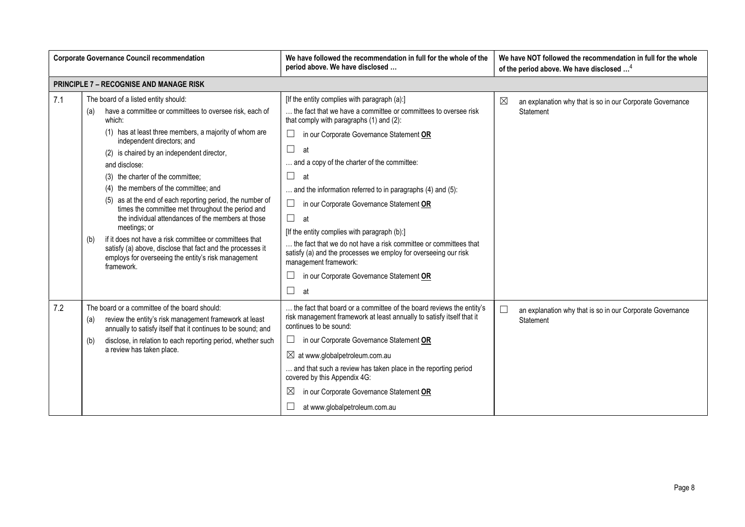| | Corporate Governance Council recommendation | We have followed the recommendation in full for the whole of the period above. We have disclosed … | We have NOT followed the recommendation in full for the whole of the period above. We have disclosed …[4] |
|---|---|---|---|
| **PRINCIPLE 7 – RECOGNISE AND MANAGE RISK** | | | |
| 7.1 | The board of a listed entity should:<br>(a) have a committee or committees to oversee risk, each of which:<br>(1) has at least three members, a majority of whom are independent directors; and<br>(2) is chaired by an independent director,<br>and disclose:<br>(3) the charter of the committee;<br>(4) the members of the committee; and<br>(5) as at the end of each reporting period, the number of times the committee met throughout the period and the individual attendances of the members at those meetings; or<br>(b) if it does not have a risk committee or committees that satisfy (a) above, disclose that fact and the processes it employs for overseeing the entity's risk management framework. | [If the entity complies with paragraph (a):]<br>… the fact that we have a committee or committees to oversee risk that comply with paragraphs (1) and (2):<br>☐ in our Corporate Governance Statement **OR**<br>☐ at<br>… and a copy of the charter of the committee:<br>☐ at<br>… and the information referred to in paragraphs (4) and (5):<br>☐ in our Corporate Governance Statement **OR**<br>☐ at<br>[If the entity complies with paragraph (b):]<br>… the fact that we do not have a risk committee or committees that satisfy (a) and the processes we employ for overseeing our risk management framework:<br>☐ in our Corporate Governance Statement **OR**<br>☐ at | ☒ an explanation why that is so in our Corporate Governance Statement |
| 7.2 | The board or a committee of the board should:<br>(a) review the entity's risk management framework at least annually to satisfy itself that it continues to be sound; and<br>(b) disclose, in relation to each reporting period, whether such a review has taken place. | … the fact that board or a committee of the board reviews the entity's risk management framework at least annually to satisfy itself that it continues to be sound:<br>☐ in our Corporate Governance Statement **OR**<br>☒ at www.globalpetroleum.com.au<br>… and that such a review has taken place in the reporting period covered by this Appendix 4G:<br>☒ in our Corporate Governance Statement **OR**<br>☐ at www.globalpetroleum.com.au | ☐ an explanation why that is so in our Corporate Governance Statement |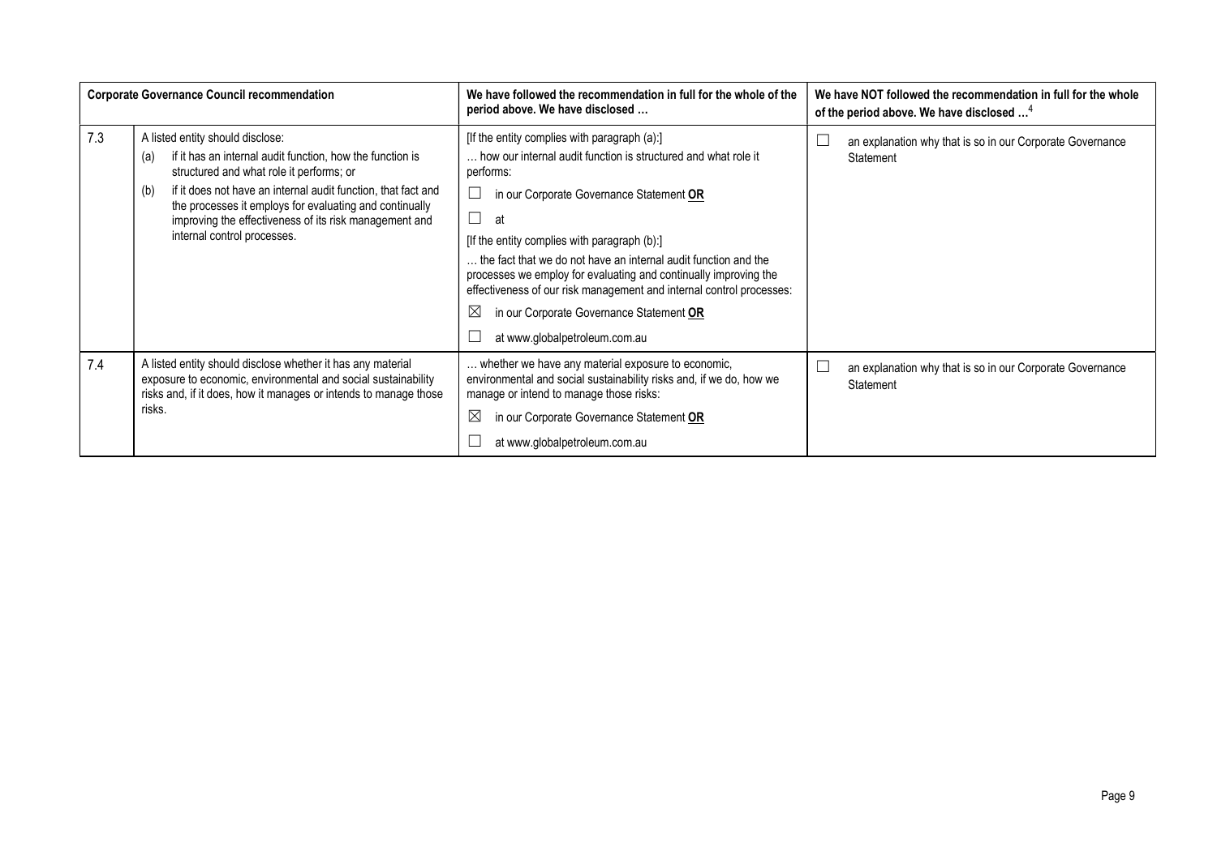| | Corporate Governance Council recommendation | We have followed the recommendation in full for the whole of the period above. We have disclosed … | We have NOT followed the recommendation in full for the whole of the period above. We have disclosed …[4] |
|---|---|---|---|
| 7.3 | A listed entity should disclose:<br>(a) if it has an internal audit function, how the function is structured and what role it performs; or<br>(b) if it does not have an internal audit function, that fact and the processes it employs for evaluating and continually improving the effectiveness of its risk management and internal control processes. | [If the entity complies with paragraph (a):]<br>… how our internal audit function is structured and what role it performs:<br>☐ in our Corporate Governance Statement **OR**<br>☐ at<br>[If the entity complies with paragraph (b):]<br>… the fact that we do not have an internal audit function and the processes we employ for evaluating and continually improving the effectiveness of our risk management and internal control processes:<br>☒ in our Corporate Governance Statement **OR**<br>☐ at www.globalpetroleum.com.au | ☐ an explanation why that is so in our Corporate Governance Statement |
| 7.4 | A listed entity should disclose whether it has any material exposure to economic, environmental and social sustainability risks and, if it does, how it manages or intends to manage those risks. | … whether we have any material exposure to economic, environmental and social sustainability risks and, if we do, how we manage or intend to manage those risks:<br>☒ in our Corporate Governance Statement **OR**<br>☐ at www.globalpetroleum.com.au | ☐ an explanation why that is so in our Corporate Governance Statement |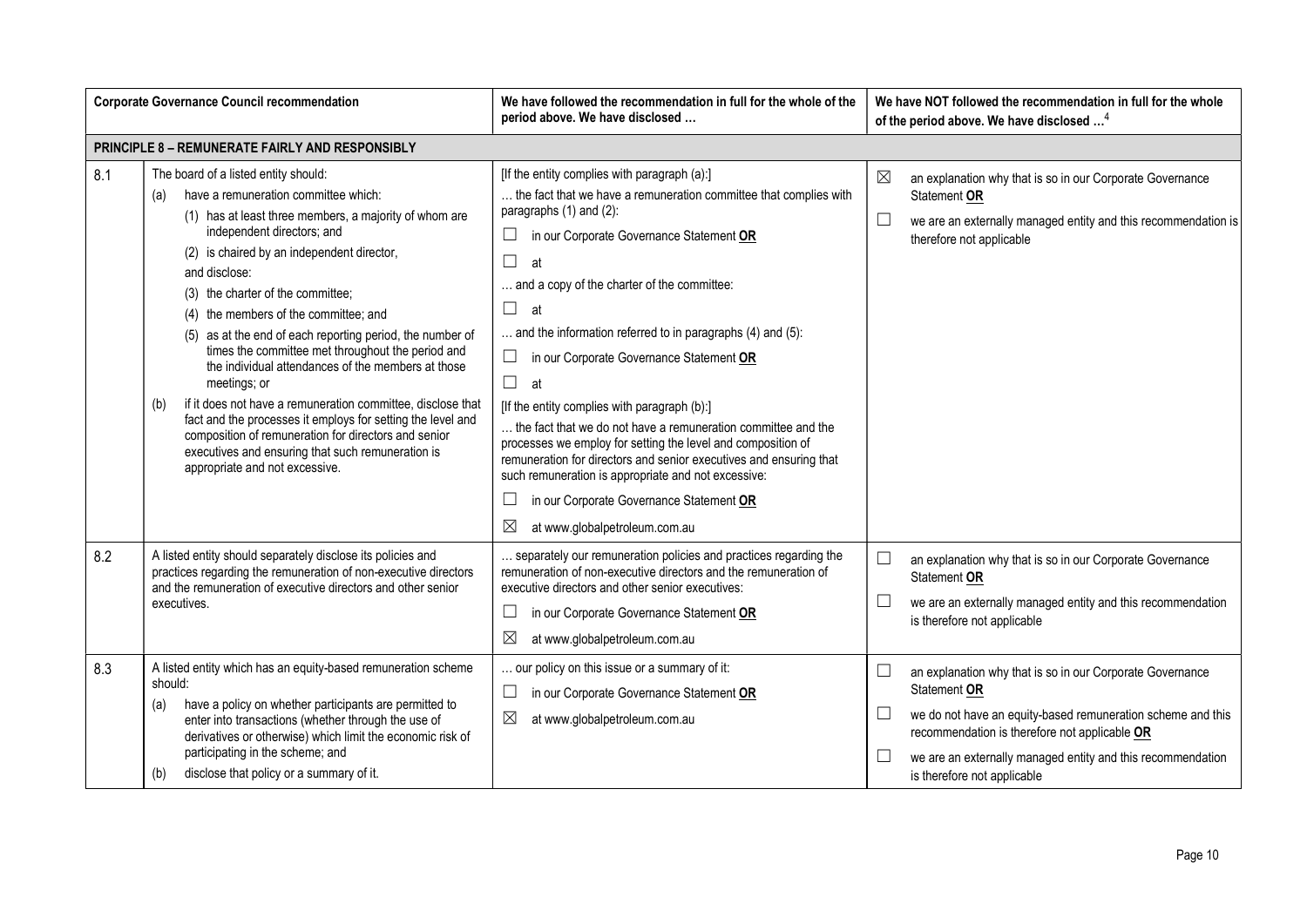| | Corporate Governance Council recommendation | We have followed the recommendation in full for the whole of the period above. We have disclosed … | We have NOT followed the recommendation in full for the whole of the period above. We have disclosed …[4] |
|---|---|---|---|
| **PRINCIPLE 8 – REMUNERATE FAIRLY AND RESPONSIBLY** | | | |
| 8.1 | The board of a listed entity should:<br>(a) have a remuneration committee which:<br>(1) has at least three members, a majority of whom are independent directors; and<br>(2) is chaired by an independent director,<br>and disclose:<br>(3) the charter of the committee;<br>(4) the members of the committee; and<br>(5) as at the end of each reporting period, the number of times the committee met throughout the period and the individual attendances of the members at those meetings; or<br>(b) if it does not have a remuneration committee, disclose that fact and the processes it employs for setting the level and composition of remuneration for directors and senior executives and ensuring that such remuneration is appropriate and not excessive. | [If the entity complies with paragraph (a):]<br>… the fact that we have a remuneration committee that complies with paragraphs (1) and (2):<br>☐ in our Corporate Governance Statement **OR**<br>☐ at<br>… and a copy of the charter of the committee:<br>☐ at<br>… and the information referred to in paragraphs (4) and (5):<br>☐ in our Corporate Governance Statement **OR**<br>☐ at<br>[If the entity complies with paragraph (b):]<br>… the fact that we do not have a remuneration committee and the processes we employ for setting the level and composition of remuneration for directors and senior executives and ensuring that such remuneration is appropriate and not excessive:<br>☐ in our Corporate Governance Statement **OR**<br>☒ at www.globalpetroleum.com.au | ☒ an explanation why that is so in our Corporate Governance Statement **OR**<br>☐ we are an externally managed entity and this recommendation is therefore not applicable |
| 8.2 | A listed entity should separately disclose its policies and practices regarding the remuneration of non-executive directors and the remuneration of executive directors and other senior executives. | … separately our remuneration policies and practices regarding the remuneration of non-executive directors and the remuneration of executive directors and other senior executives:<br>☐ in our Corporate Governance Statement **OR**<br>☒ at www.globalpetroleum.com.au | ☐ an explanation why that is so in our Corporate Governance Statement **OR**<br>☐ we are an externally managed entity and this recommendation is therefore not applicable |
| 8.3 | A listed entity which has an equity-based remuneration scheme should:<br>(a) have a policy on whether participants are permitted to enter into transactions (whether through the use of derivatives or otherwise) which limit the economic risk of participating in the scheme; and<br>(b) disclose that policy or a summary of it. | … our policy on this issue or a summary of it:<br>☐ in our Corporate Governance Statement **OR**<br>☒ at www.globalpetroleum.com.au | ☐ an explanation why that is so in our Corporate Governance Statement **OR**<br>☐ we do not have an equity-based remuneration scheme and this recommendation is therefore not applicable **OR**<br>☐ we are an externally managed entity and this recommendation is therefore not applicable |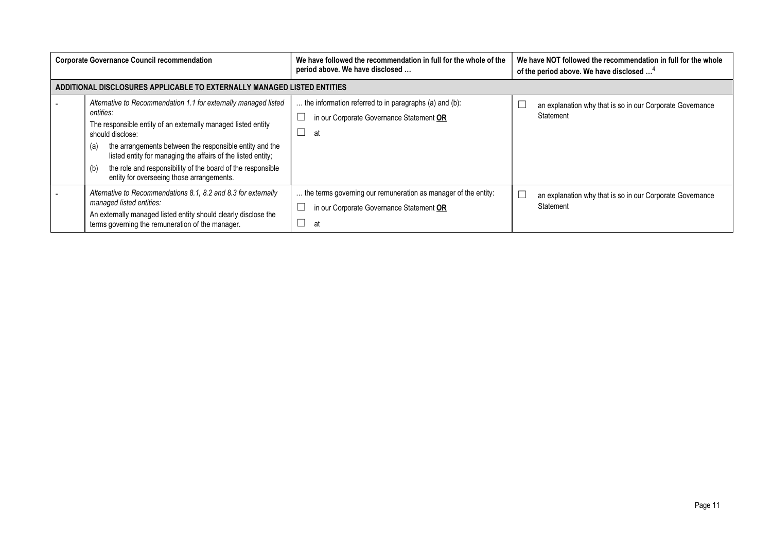| | Corporate Governance Council recommendation | We have followed the recommendation in full for the whole of the period above. We have disclosed … | We have NOT followed the recommendation in full for the whole of the period above. We have disclosed …[4] |
|---|---|---|---|
| **ADDITIONAL DISCLOSURES APPLICABLE TO EXTERNALLY MANAGED LISTED ENTITIES** | | | |
| - | *Alternative to Recommendation 1.1 for externally managed listed entities:*<br>The responsible entity of an externally managed listed entity should disclose:<br>(a) the arrangements between the responsible entity and the listed entity for managing the affairs of the listed entity;<br>(b) the role and responsibility of the board of the responsible entity for overseeing those arrangements. | … the information referred to in paragraphs (a) and (b):<br>☐ in our Corporate Governance Statement **OR**<br>☐ at | ☐ an explanation why that is so in our Corporate Governance Statement |
| - | *Alternative to Recommendations 8.1, 8.2 and 8.3 for externally managed listed entities:*<br>An externally managed listed entity should clearly disclose the terms governing the remuneration of the manager. | … the terms governing our remuneration as manager of the entity:<br>☐ in our Corporate Governance Statement **OR**<br>☐ at | ☐ an explanation why that is so in our Corporate Governance Statement |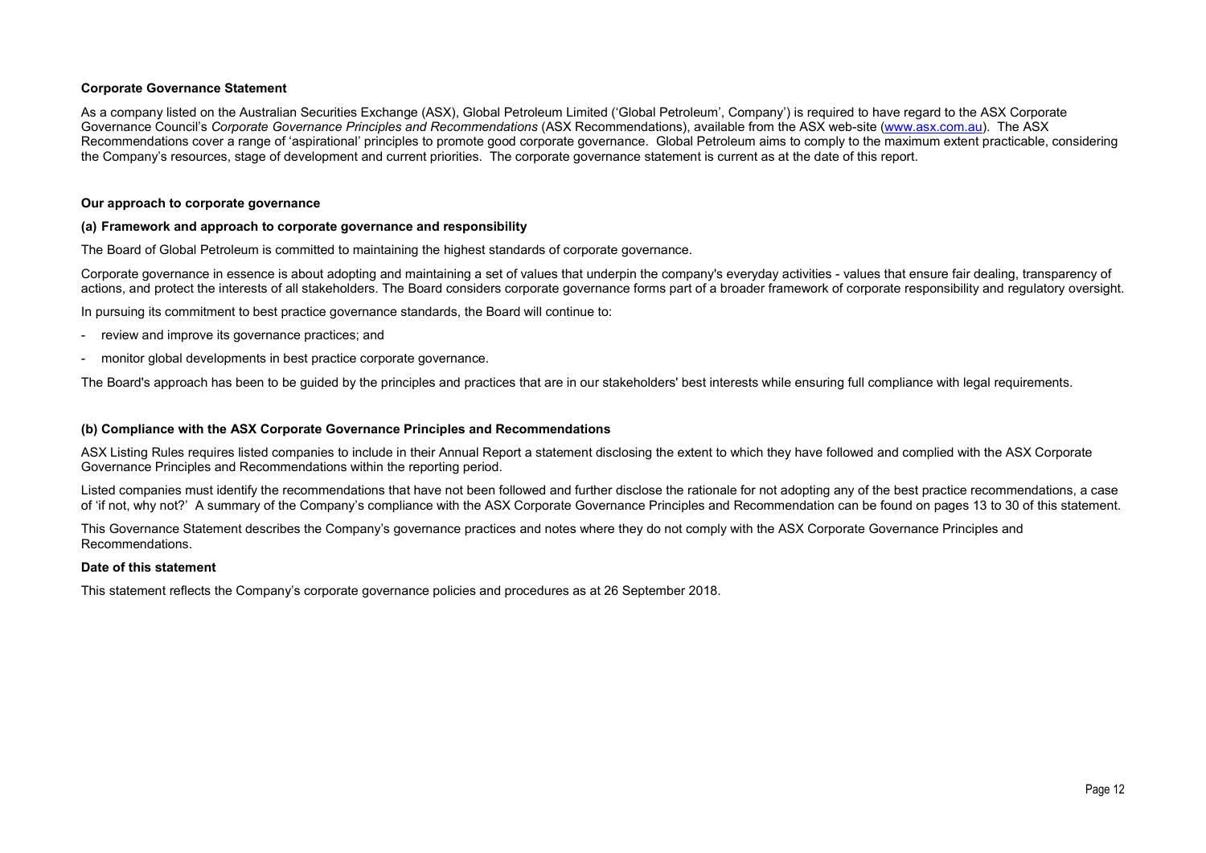## Corporate Governance Statement

As a company listed on the Australian Securities Exchange (ASX), Global Petroleum Limited ('Global Petroleum', Company') is required to have regard to the ASX Corporate Governance Council's *Corporate Governance Principles and Recommendations* (ASX Recommendations), available from the ASX web-site (www.asx.com.au). The ASX Recommendations cover a range of 'aspirational' principles to promote good corporate governance. Global Petroleum aims to comply to the maximum extent practicable, considering the Company's resources, stage of development and current priorities. The corporate governance statement is current as at the date of this report.

### Our approach to corporate governance

#### (a) Framework and approach to corporate governance and responsibility

The Board of Global Petroleum is committed to maintaining the highest standards of corporate governance.

Corporate governance in essence is about adopting and maintaining a set of values that underpin the company's everyday activities - values that ensure fair dealing, transparency of actions, and protect the interests of all stakeholders. The Board considers corporate governance forms part of a broader framework of corporate responsibility and regulatory oversight.

In pursuing its commitment to best practice governance standards, the Board will continue to:

- review and improve its governance practices; and
- monitor global developments in best practice corporate governance.

The Board's approach has been to be guided by the principles and practices that are in our stakeholders' best interests while ensuring full compliance with legal requirements.

#### (b) Compliance with the ASX Corporate Governance Principles and Recommendations

ASX Listing Rules requires listed companies to include in their Annual Report a statement disclosing the extent to which they have followed and complied with the ASX Corporate Governance Principles and Recommendations within the reporting period.

Listed companies must identify the recommendations that have not been followed and further disclose the rationale for not adopting any of the best practice recommendations, a case of 'if not, why not?' A summary of the Company's compliance with the ASX Corporate Governance Principles and Recommendation can be found on pages 13 to 30 of this statement.

This Governance Statement describes the Company's governance practices and notes where they do not comply with the ASX Corporate Governance Principles and Recommendations.

#### Date of this statement

This statement reflects the Company's corporate governance policies and procedures as at 26 September 2018.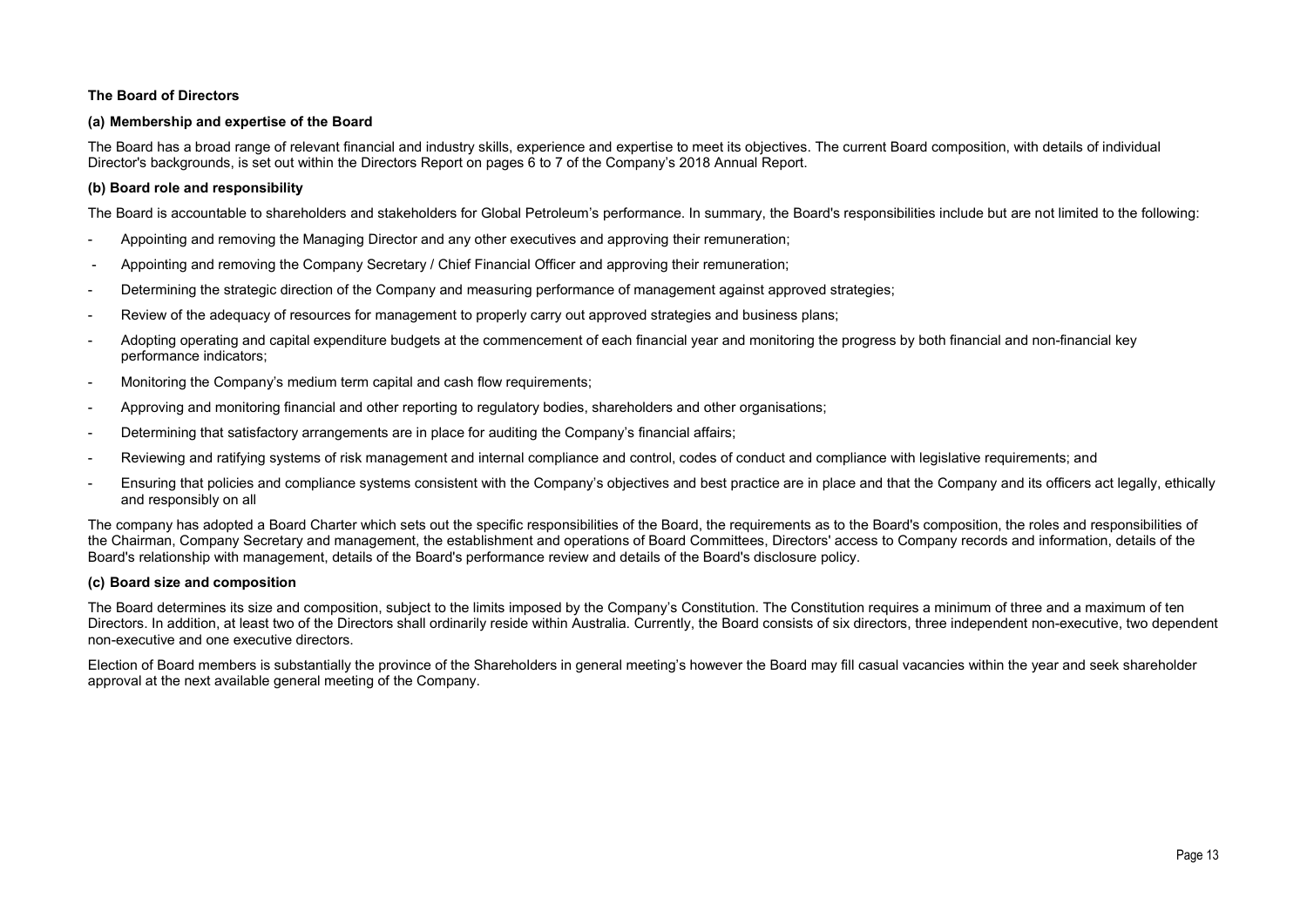**The Board of Directors**

**(a) Membership and expertise of the Board**

The Board has a broad range of relevant financial and industry skills, experience and expertise to meet its objectives. The current Board composition, with details of individual Director's backgrounds, is set out within the Directors Report on pages 6 to 7 of the Company's 2018 Annual Report.

**(b) Board role and responsibility**

The Board is accountable to shareholders and stakeholders for Global Petroleum's performance. In summary, the Board's responsibilities include but are not limited to the following:

- Appointing and removing the Managing Director and any other executives and approving their remuneration;
- Appointing and removing the Company Secretary / Chief Financial Officer and approving their remuneration;
- Determining the strategic direction of the Company and measuring performance of management against approved strategies;
- Review of the adequacy of resources for management to properly carry out approved strategies and business plans;
- Adopting operating and capital expenditure budgets at the commencement of each financial year and monitoring the progress by both financial and non-financial key performance indicators;
- Monitoring the Company's medium term capital and cash flow requirements;
- Approving and monitoring financial and other reporting to regulatory bodies, shareholders and other organisations;
- Determining that satisfactory arrangements are in place for auditing the Company's financial affairs;
- Reviewing and ratifying systems of risk management and internal compliance and control, codes of conduct and compliance with legislative requirements; and
- Ensuring that policies and compliance systems consistent with the Company's objectives and best practice are in place and that the Company and its officers act legally, ethically and responsibly on all

The company has adopted a Board Charter which sets out the specific responsibilities of the Board, the requirements as to the Board's composition, the roles and responsibilities of the Chairman, Company Secretary and management, the establishment and operations of Board Committees, Directors' access to Company records and information, details of the Board's relationship with management, details of the Board's performance review and details of the Board's disclosure policy.

**(c) Board size and composition**

The Board determines its size and composition, subject to the limits imposed by the Company's Constitution. The Constitution requires a minimum of three and a maximum of ten Directors. In addition, at least two of the Directors shall ordinarily reside within Australia. Currently, the Board consists of six directors, three independent non-executive, two dependent non-executive and one executive directors.

Election of Board members is substantially the province of the Shareholders in general meeting's however the Board may fill casual vacancies within the year and seek shareholder approval at the next available general meeting of the Company.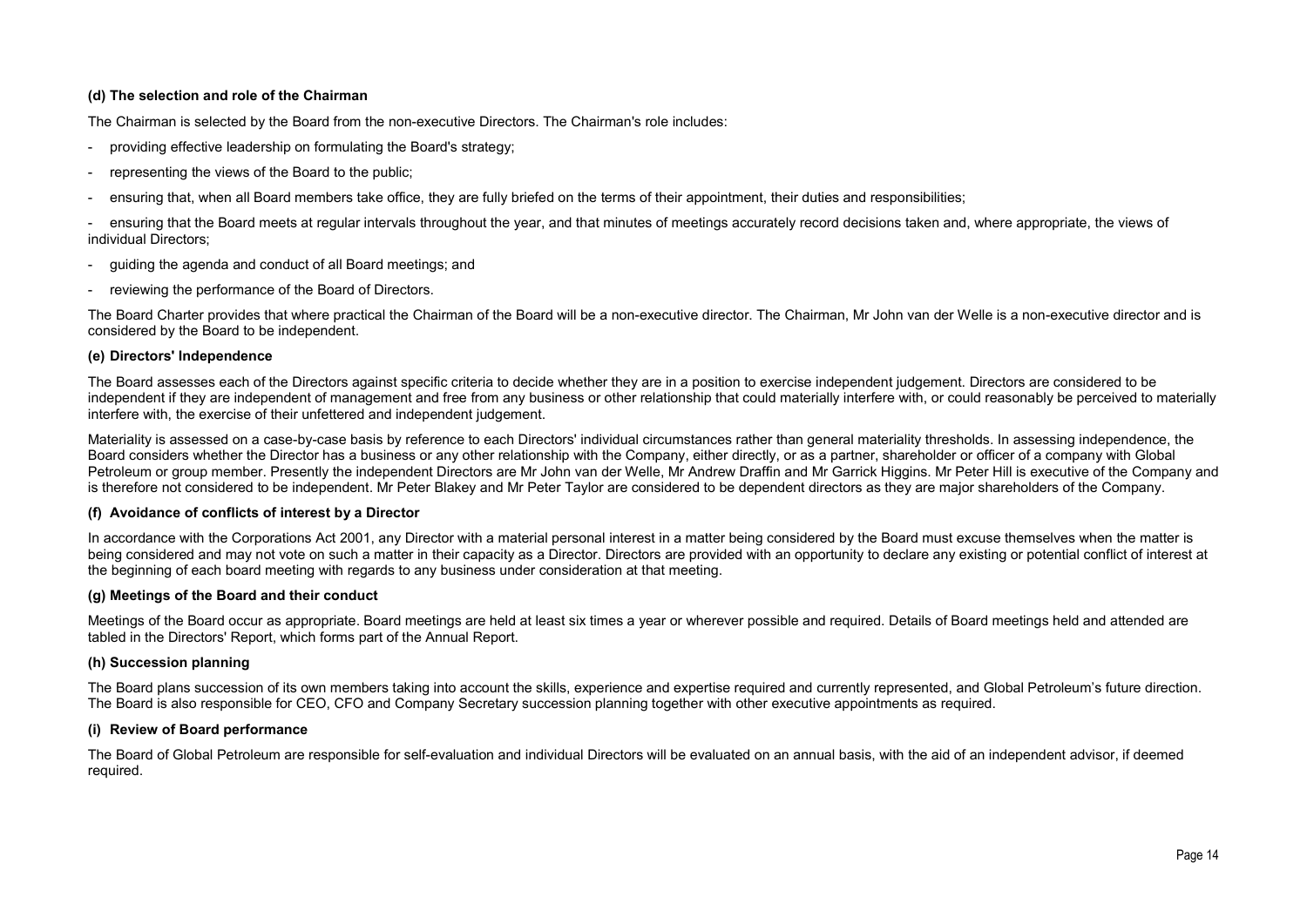**(d) The selection and role of the Chairman**

The Chairman is selected by the Board from the non-executive Directors. The Chairman's role includes:

- providing effective leadership on formulating the Board's strategy;
- representing the views of the Board to the public;
- ensuring that, when all Board members take office, they are fully briefed on the terms of their appointment, their duties and responsibilities;
- ensuring that the Board meets at regular intervals throughout the year, and that minutes of meetings accurately record decisions taken and, where appropriate, the views of individual Directors;
- guiding the agenda and conduct of all Board meetings; and
- reviewing the performance of the Board of Directors.

The Board Charter provides that where practical the Chairman of the Board will be a non-executive director. The Chairman, Mr John van der Welle is a non-executive director and is considered by the Board to be independent.

**(e) Directors' Independence**

The Board assesses each of the Directors against specific criteria to decide whether they are in a position to exercise independent judgement. Directors are considered to be independent if they are independent of management and free from any business or other relationship that could materially interfere with, or could reasonably be perceived to materially interfere with, the exercise of their unfettered and independent judgement.

Materiality is assessed on a case-by-case basis by reference to each Directors' individual circumstances rather than general materiality thresholds. In assessing independence, the Board considers whether the Director has a business or any other relationship with the Company, either directly, or as a partner, shareholder or officer of a company with Global Petroleum or group member. Presently the independent Directors are Mr John van der Welle, Mr Andrew Draffin and Mr Garrick Higgins. Mr Peter Hill is executive of the Company and is therefore not considered to be independent. Mr Peter Blakey and Mr Peter Taylor are considered to be dependent directors as they are major shareholders of the Company.

**(f) Avoidance of conflicts of interest by a Director**

In accordance with the Corporations Act 2001, any Director with a material personal interest in a matter being considered by the Board must excuse themselves when the matter is being considered and may not vote on such a matter in their capacity as a Director. Directors are provided with an opportunity to declare any existing or potential conflict of interest at the beginning of each board meeting with regards to any business under consideration at that meeting.

**(g) Meetings of the Board and their conduct**

Meetings of the Board occur as appropriate. Board meetings are held at least six times a year or wherever possible and required. Details of Board meetings held and attended are tabled in the Directors' Report, which forms part of the Annual Report.

**(h) Succession planning**

The Board plans succession of its own members taking into account the skills, experience and expertise required and currently represented, and Global Petroleum's future direction. The Board is also responsible for CEO, CFO and Company Secretary succession planning together with other executive appointments as required.

**(i) Review of Board performance**

The Board of Global Petroleum are responsible for self-evaluation and individual Directors will be evaluated on an annual basis, with the aid of an independent advisor, if deemed required.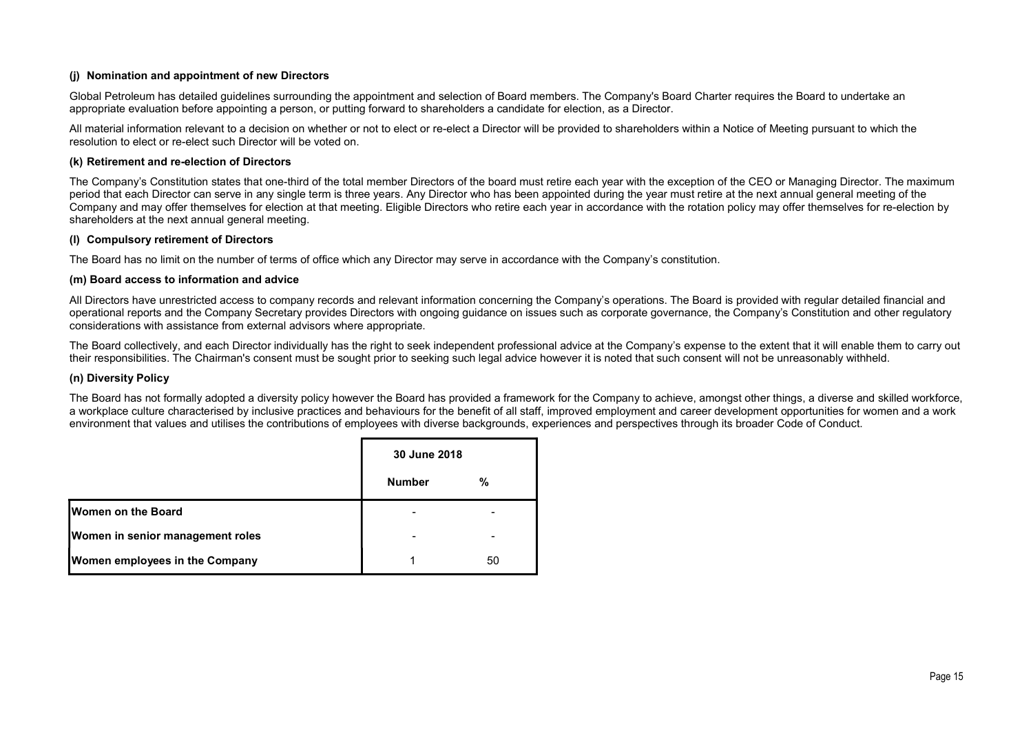### (j) Nomination and appointment of new Directors

Global Petroleum has detailed guidelines surrounding the appointment and selection of Board members. The Company's Board Charter requires the Board to undertake an appropriate evaluation before appointing a person, or putting forward to shareholders a candidate for election, as a Director.

All material information relevant to a decision on whether or not to elect or re-elect a Director will be provided to shareholders within a Notice of Meeting pursuant to which the resolution to elect or re-elect such Director will be voted on.

### (k) Retirement and re-election of Directors

The Company's Constitution states that one-third of the total member Directors of the board must retire each year with the exception of the CEO or Managing Director. The maximum period that each Director can serve in any single term is three years. Any Director who has been appointed during the year must retire at the next annual general meeting of the Company and may offer themselves for election at that meeting. Eligible Directors who retire each year in accordance with the rotation policy may offer themselves for re-election by shareholders at the next annual general meeting.

### (l) Compulsory retirement of Directors

The Board has no limit on the number of terms of office which any Director may serve in accordance with the Company's constitution.

### (m) Board access to information and advice

All Directors have unrestricted access to company records and relevant information concerning the Company's operations. The Board is provided with regular detailed financial and operational reports and the Company Secretary provides Directors with ongoing guidance on issues such as corporate governance, the Company's Constitution and other regulatory considerations with assistance from external advisors where appropriate.

The Board collectively, and each Director individually has the right to seek independent professional advice at the Company's expense to the extent that it will enable them to carry out their responsibilities. The Chairman's consent must be sought prior to seeking such legal advice however it is noted that such consent will not be unreasonably withheld.

### (n) Diversity Policy

The Board has not formally adopted a diversity policy however the Board has provided a framework for the Company to achieve, amongst other things, a diverse and skilled workforce, a workplace culture characterised by inclusive practices and behaviours for the benefit of all staff, improved employment and career development opportunities for women and a work environment that values and utilises the contributions of employees with diverse backgrounds, experiences and perspectives through its broader Code of Conduct.

| | 30 June 2018 | |
|---|---|---|
| | **Number** | **%** |
| **Women on the Board** | - | - |
| **Women in senior management roles** | - | - |
| **Women employees in the Company** | 1 | 50 |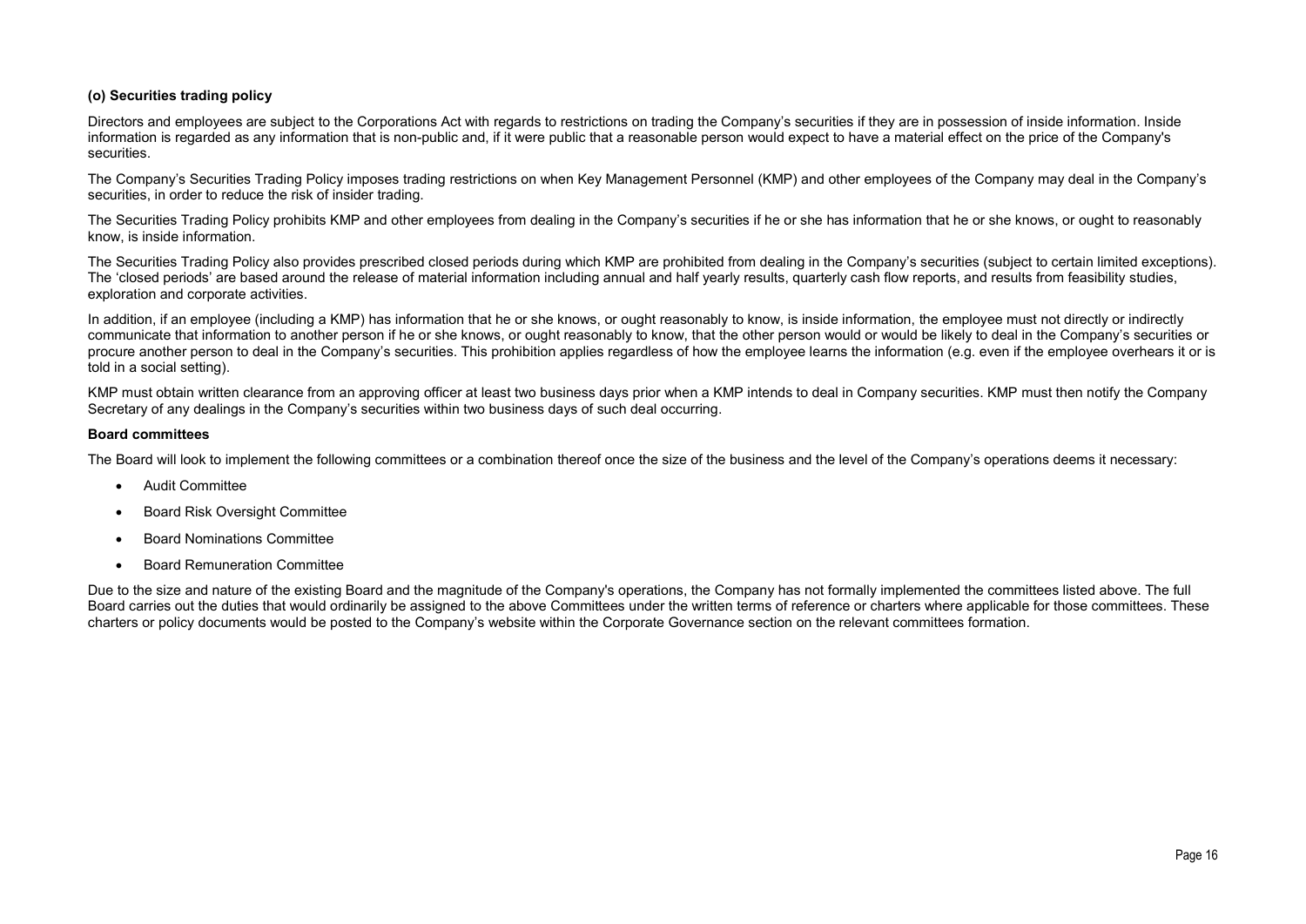**(o) Securities trading policy**

Directors and employees are subject to the Corporations Act with regards to restrictions on trading the Company's securities if they are in possession of inside information. Inside information is regarded as any information that is non-public and, if it were public that a reasonable person would expect to have a material effect on the price of the Company's securities.

The Company's Securities Trading Policy imposes trading restrictions on when Key Management Personnel (KMP) and other employees of the Company may deal in the Company's securities, in order to reduce the risk of insider trading.

The Securities Trading Policy prohibits KMP and other employees from dealing in the Company's securities if he or she has information that he or she knows, or ought to reasonably know, is inside information.

The Securities Trading Policy also provides prescribed closed periods during which KMP are prohibited from dealing in the Company's securities (subject to certain limited exceptions). The 'closed periods' are based around the release of material information including annual and half yearly results, quarterly cash flow reports, and results from feasibility studies, exploration and corporate activities.

In addition, if an employee (including a KMP) has information that he or she knows, or ought reasonably to know, is inside information, the employee must not directly or indirectly communicate that information to another person if he or she knows, or ought reasonably to know, that the other person would or would be likely to deal in the Company's securities or procure another person to deal in the Company's securities. This prohibition applies regardless of how the employee learns the information (e.g. even if the employee overhears it or is told in a social setting).

KMP must obtain written clearance from an approving officer at least two business days prior when a KMP intends to deal in Company securities. KMP must then notify the Company Secretary of any dealings in the Company's securities within two business days of such deal occurring.

**Board committees**

The Board will look to implement the following committees or a combination thereof once the size of the business and the level of the Company's operations deems it necessary:

- Audit Committee
- Board Risk Oversight Committee
- Board Nominations Committee
- Board Remuneration Committee

Due to the size and nature of the existing Board and the magnitude of the Company's operations, the Company has not formally implemented the committees listed above. The full Board carries out the duties that would ordinarily be assigned to the above Committees under the written terms of reference or charters where applicable for those committees. These charters or policy documents would be posted to the Company's website within the Corporate Governance section on the relevant committees formation.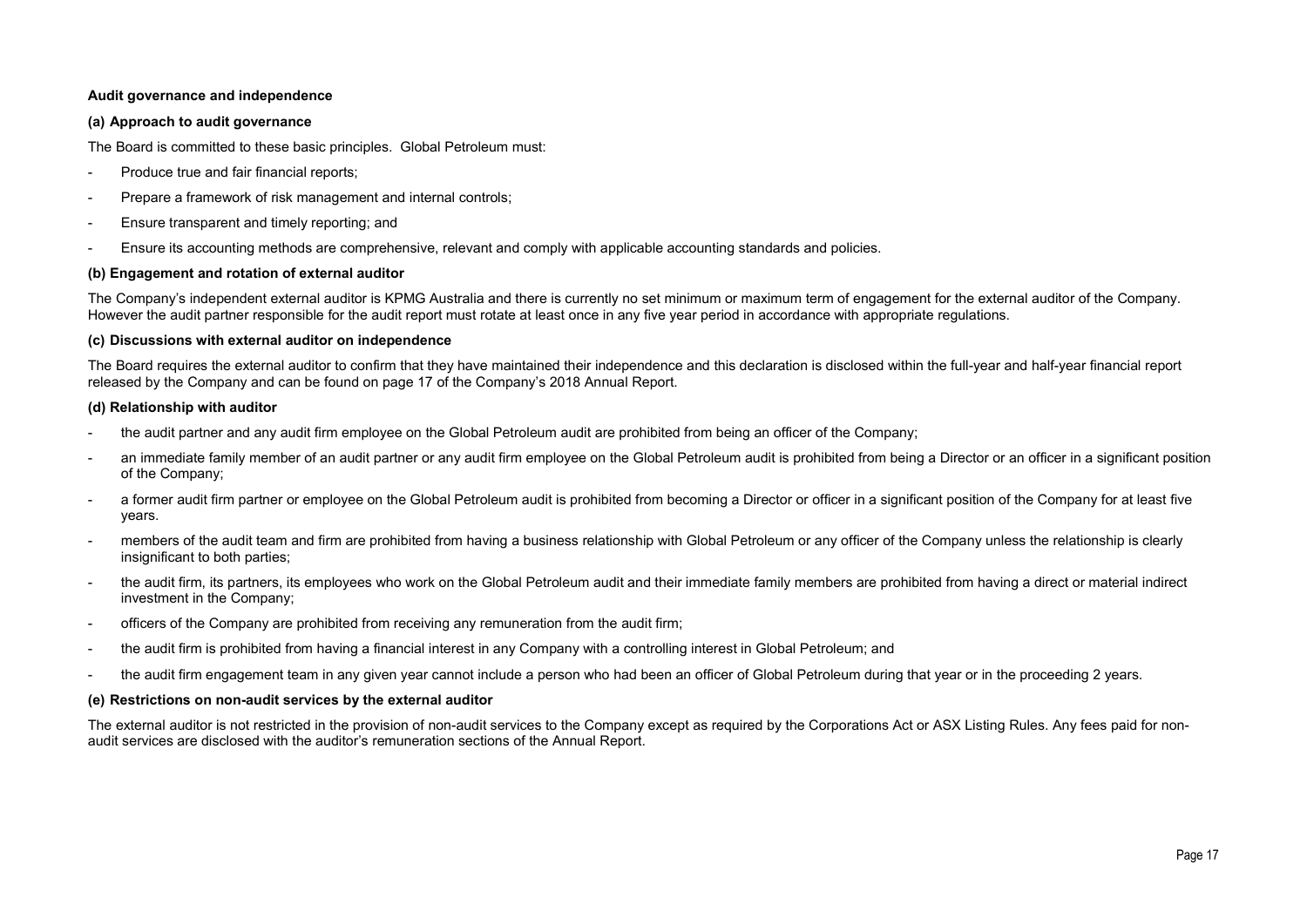**Audit governance and independence**

**(a) Approach to audit governance**

The Board is committed to these basic principles. Global Petroleum must:

- Produce true and fair financial reports;
- Prepare a framework of risk management and internal controls;
- Ensure transparent and timely reporting; and
- Ensure its accounting methods are comprehensive, relevant and comply with applicable accounting standards and policies.

**(b) Engagement and rotation of external auditor**

The Company's independent external auditor is KPMG Australia and there is currently no set minimum or maximum term of engagement for the external auditor of the Company. However the audit partner responsible for the audit report must rotate at least once in any five year period in accordance with appropriate regulations.

**(c) Discussions with external auditor on independence**

The Board requires the external auditor to confirm that they have maintained their independence and this declaration is disclosed within the full-year and half-year financial report released by the Company and can be found on page 17 of the Company's 2018 Annual Report.

**(d) Relationship with auditor**

- the audit partner and any audit firm employee on the Global Petroleum audit are prohibited from being an officer of the Company;
- an immediate family member of an audit partner or any audit firm employee on the Global Petroleum audit is prohibited from being a Director or an officer in a significant position of the Company;
- a former audit firm partner or employee on the Global Petroleum audit is prohibited from becoming a Director or officer in a significant position of the Company for at least five years.
- members of the audit team and firm are prohibited from having a business relationship with Global Petroleum or any officer of the Company unless the relationship is clearly insignificant to both parties;
- the audit firm, its partners, its employees who work on the Global Petroleum audit and their immediate family members are prohibited from having a direct or material indirect investment in the Company;
- officers of the Company are prohibited from receiving any remuneration from the audit firm;
- the audit firm is prohibited from having a financial interest in any Company with a controlling interest in Global Petroleum; and
- the audit firm engagement team in any given year cannot include a person who had been an officer of Global Petroleum during that year or in the proceeding 2 years.

**(e) Restrictions on non-audit services by the external auditor**

The external auditor is not restricted in the provision of non-audit services to the Company except as required by the Corporations Act or ASX Listing Rules. Any fees paid for non-audit services are disclosed with the auditor's remuneration sections of the Annual Report.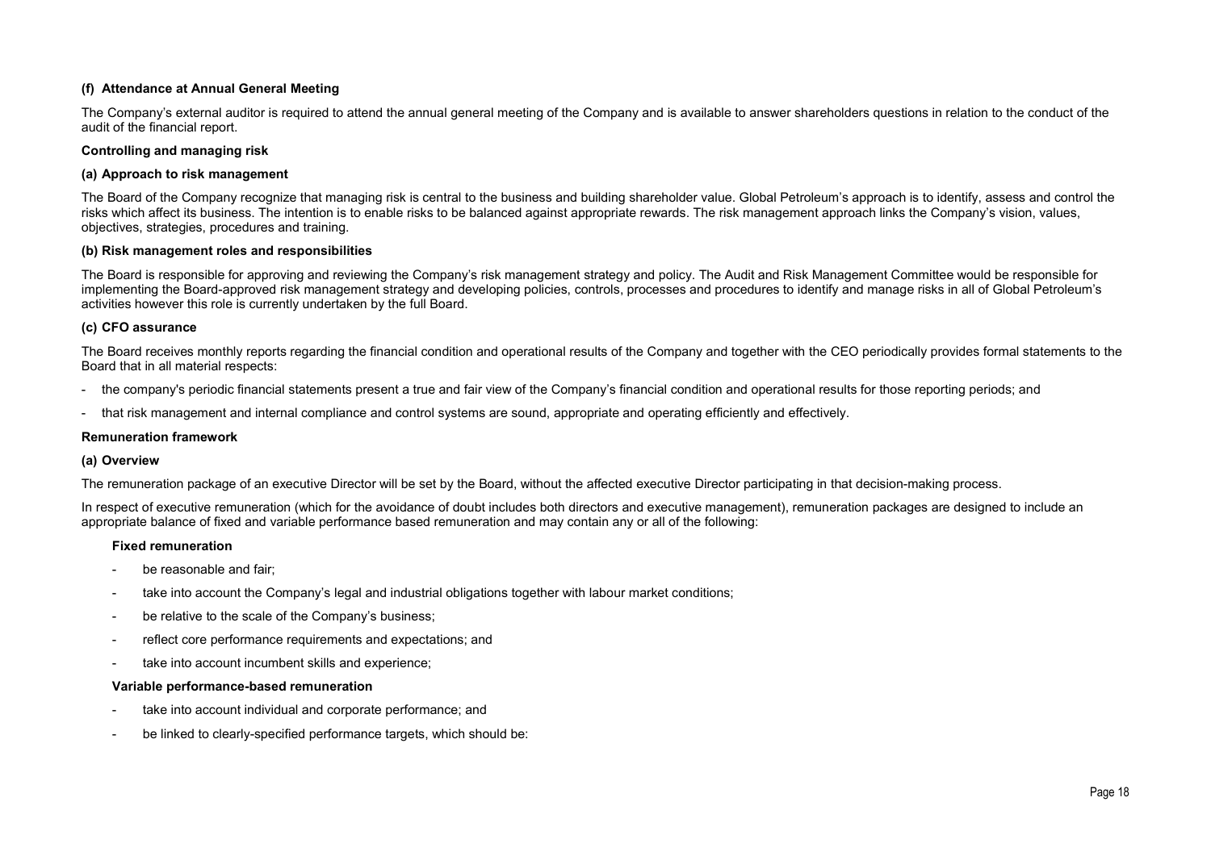#### (f) Attendance at Annual General Meeting

The Company's external auditor is required to attend the annual general meeting of the Company and is available to answer shareholders questions in relation to the conduct of the audit of the financial report.

### Controlling and managing risk

#### (a) Approach to risk management

The Board of the Company recognize that managing risk is central to the business and building shareholder value. Global Petroleum's approach is to identify, assess and control the risks which affect its business. The intention is to enable risks to be balanced against appropriate rewards. The risk management approach links the Company's vision, values, objectives, strategies, procedures and training.

#### (b) Risk management roles and responsibilities

The Board is responsible for approving and reviewing the Company's risk management strategy and policy. The Audit and Risk Management Committee would be responsible for implementing the Board-approved risk management strategy and developing policies, controls, processes and procedures to identify and manage risks in all of Global Petroleum's activities however this role is currently undertaken by the full Board.

#### (c) CFO assurance

The Board receives monthly reports regarding the financial condition and operational results of the Company and together with the CEO periodically provides formal statements to the Board that in all material respects:

- the company's periodic financial statements present a true and fair view of the Company's financial condition and operational results for those reporting periods; and
- that risk management and internal compliance and control systems are sound, appropriate and operating efficiently and effectively.

### Remuneration framework

#### (a) Overview

The remuneration package of an executive Director will be set by the Board, without the affected executive Director participating in that decision-making process.

In respect of executive remuneration (which for the avoidance of doubt includes both directors and executive management), remuneration packages are designed to include an appropriate balance of fixed and variable performance based remuneration and may contain any or all of the following:

**Fixed remuneration**

- be reasonable and fair;
- take into account the Company's legal and industrial obligations together with labour market conditions;
- be relative to the scale of the Company's business;
- reflect core performance requirements and expectations; and
- take into account incumbent skills and experience;

**Variable performance-based remuneration**

- take into account individual and corporate performance; and
- be linked to clearly-specified performance targets, which should be: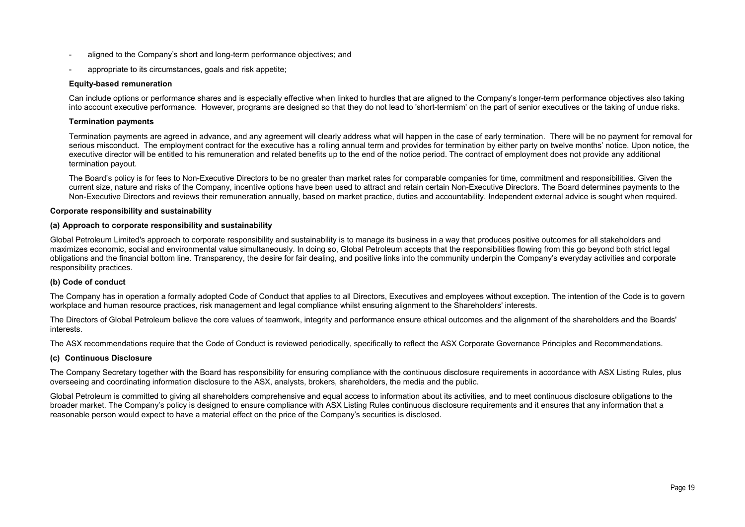- aligned to the Company's short and long-term performance objectives; and
- appropriate to its circumstances, goals and risk appetite;

**Equity-based remuneration**

Can include options or performance shares and is especially effective when linked to hurdles that are aligned to the Company's longer-term performance objectives also taking into account executive performance. However, programs are designed so that they do not lead to 'short-termism' on the part of senior executives or the taking of undue risks.

**Termination payments**

Termination payments are agreed in advance, and any agreement will clearly address what will happen in the case of early termination. There will be no payment for removal for serious misconduct. The employment contract for the executive has a rolling annual term and provides for termination by either party on twelve months' notice. Upon notice, the executive director will be entitled to his remuneration and related benefits up to the end of the notice period. The contract of employment does not provide any additional termination payout.

The Board's policy is for fees to Non-Executive Directors to be no greater than market rates for comparable companies for time, commitment and responsibilities. Given the current size, nature and risks of the Company, incentive options have been used to attract and retain certain Non-Executive Directors. The Board determines payments to the Non-Executive Directors and reviews their remuneration annually, based on market practice, duties and accountability. Independent external advice is sought when required.

**Corporate responsibility and sustainability**

**(a) Approach to corporate responsibility and sustainability**

Global Petroleum Limited's approach to corporate responsibility and sustainability is to manage its business in a way that produces positive outcomes for all stakeholders and maximizes economic, social and environmental value simultaneously. In doing so, Global Petroleum accepts that the responsibilities flowing from this go beyond both strict legal obligations and the financial bottom line. Transparency, the desire for fair dealing, and positive links into the community underpin the Company's everyday activities and corporate responsibility practices.

**(b) Code of conduct**

The Company has in operation a formally adopted Code of Conduct that applies to all Directors, Executives and employees without exception. The intention of the Code is to govern workplace and human resource practices, risk management and legal compliance whilst ensuring alignment to the Shareholders' interests.

The Directors of Global Petroleum believe the core values of teamwork, integrity and performance ensure ethical outcomes and the alignment of the shareholders and the Boards' interests.

The ASX recommendations require that the Code of Conduct is reviewed periodically, specifically to reflect the ASX Corporate Governance Principles and Recommendations.

**(c) Continuous Disclosure**

The Company Secretary together with the Board has responsibility for ensuring compliance with the continuous disclosure requirements in accordance with ASX Listing Rules, plus overseeing and coordinating information disclosure to the ASX, analysts, brokers, shareholders, the media and the public.

Global Petroleum is committed to giving all shareholders comprehensive and equal access to information about its activities, and to meet continuous disclosure obligations to the broader market. The Company's policy is designed to ensure compliance with ASX Listing Rules continuous disclosure requirements and it ensures that any information that a reasonable person would expect to have a material effect on the price of the Company's securities is disclosed.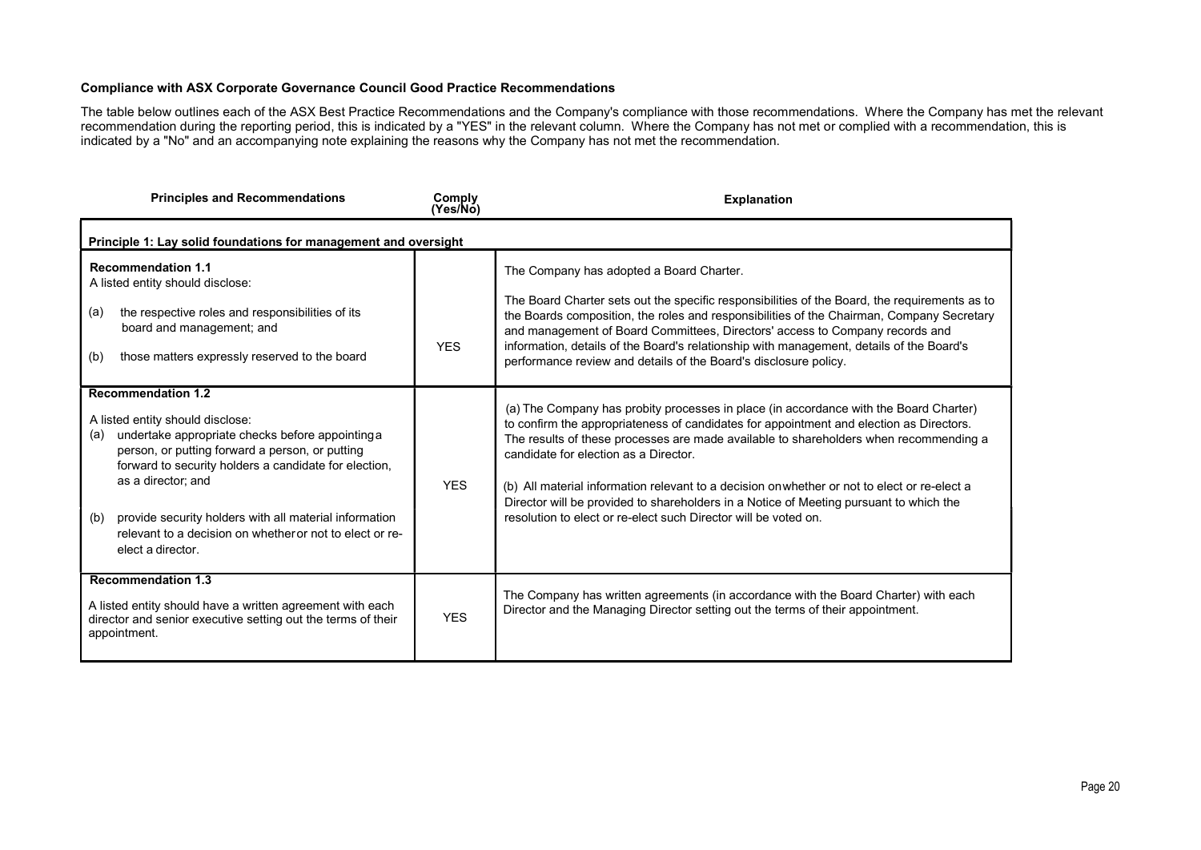**Compliance with ASX Corporate Governance Council Good Practice Recommendations**

The table below outlines each of the ASX Best Practice Recommendations and the Company's compliance with those recommendations. Where the Company has met the relevant recommendation during the reporting period, this is indicated by a "YES" in the relevant column. Where the Company has not met or complied with a recommendation, this is indicated by a "No" and an accompanying note explaining the reasons why the Company has not met the recommendation.

| Principles and Recommendations | Comply (Yes/No) | Explanation |
|---|---|---|
| **Principle 1: Lay solid foundations for management and oversight** | | |
| **Recommendation 1.1**<br>A listed entity should disclose:<br>(a) the respective roles and responsibilities of its board and management; and<br>(b) those matters expressly reserved to the board | YES | The Company has adopted a Board Charter.<br>The Board Charter sets out the specific responsibilities of the Board, the requirements as to the Boards composition, the roles and responsibilities of the Chairman, Company Secretary and management of Board Committees, Directors' access to Company records and information, details of the Board's relationship with management, details of the Board's performance review and details of the Board's disclosure policy. |
| **Recommendation 1.2**<br>A listed entity should disclose:<br>(a) undertake appropriate checks before appointing a person, or putting forward a person, or putting forward to security holders a candidate for election, as a director; and<br>(b) provide security holders with all material information relevant to a decision on whether or not to elect or re-elect a director. | YES | (a) The Company has probity processes in place (in accordance with the Board Charter) to confirm the appropriateness of candidates for appointment and election as Directors. The results of these processes are made available to shareholders when recommending a candidate for election as a Director.<br>(b) All material information relevant to a decision on whether or not to elect or re-elect a Director will be provided to shareholders in a Notice of Meeting pursuant to which the resolution to elect or re-elect such Director will be voted on. |
| **Recommendation 1.3**<br>A listed entity should have a written agreement with each director and senior executive setting out the terms of their appointment. | YES | The Company has written agreements (in accordance with the Board Charter) with each Director and the Managing Director setting out the terms of their appointment. |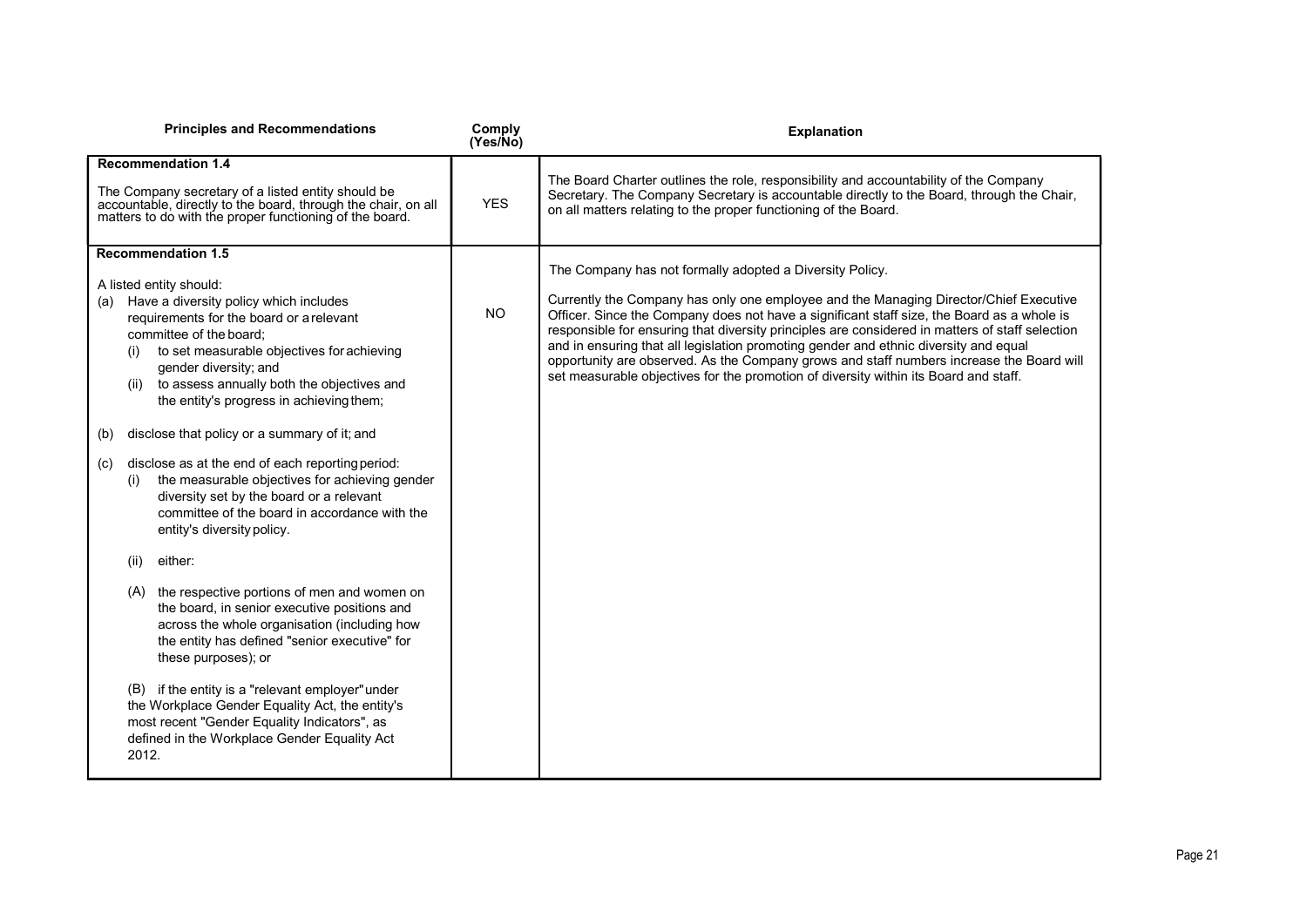| Principles and Recommendations | Comply (Yes/No) | Explanation |
|---|---|---|
| **Recommendation 1.4**<br><br>The Company secretary of a listed entity should be accountable, directly to the board, through the chair, on all matters to do with the proper functioning of the board. | YES | The Board Charter outlines the role, responsibility and accountability of the Company Secretary. The Company Secretary is accountable directly to the Board, through the Chair, on all matters relating to the proper functioning of the Board. |
| **Recommendation 1.5**<br><br>A listed entity should:<br>(a) Have a diversity policy which includes requirements for the board or a relevant committee of the board;<br>(i) to set measurable objectives for achieving gender diversity; and<br>(ii) to assess annually both the objectives and the entity's progress in achieving them;<br><br>(b) disclose that policy or a summary of it; and<br><br>(c) disclose as at the end of each reporting period:<br>(i) the measurable objectives for achieving gender diversity set by the board or a relevant committee of the board in accordance with the entity's diversity policy.<br><br>(ii) either:<br><br>(A) the respective portions of men and women on the board, in senior executive positions and across the whole organisation (including how the entity has defined "senior executive" for these purposes); or<br><br>(B) if the entity is a "relevant employer" under the Workplace Gender Equality Act, the entity's most recent "Gender Equality Indicators", as defined in the Workplace Gender Equality Act 2012. | NO | The Company has not formally adopted a Diversity Policy.<br><br>Currently the Company has only one employee and the Managing Director/Chief Executive Officer. Since the Company does not have a significant staff size, the Board as a whole is responsible for ensuring that diversity principles are considered in matters of staff selection and in ensuring that all legislation promoting gender and ethnic diversity and equal opportunity are observed. As the Company grows and staff numbers increase the Board will set measurable objectives for the promotion of diversity within its Board and staff. |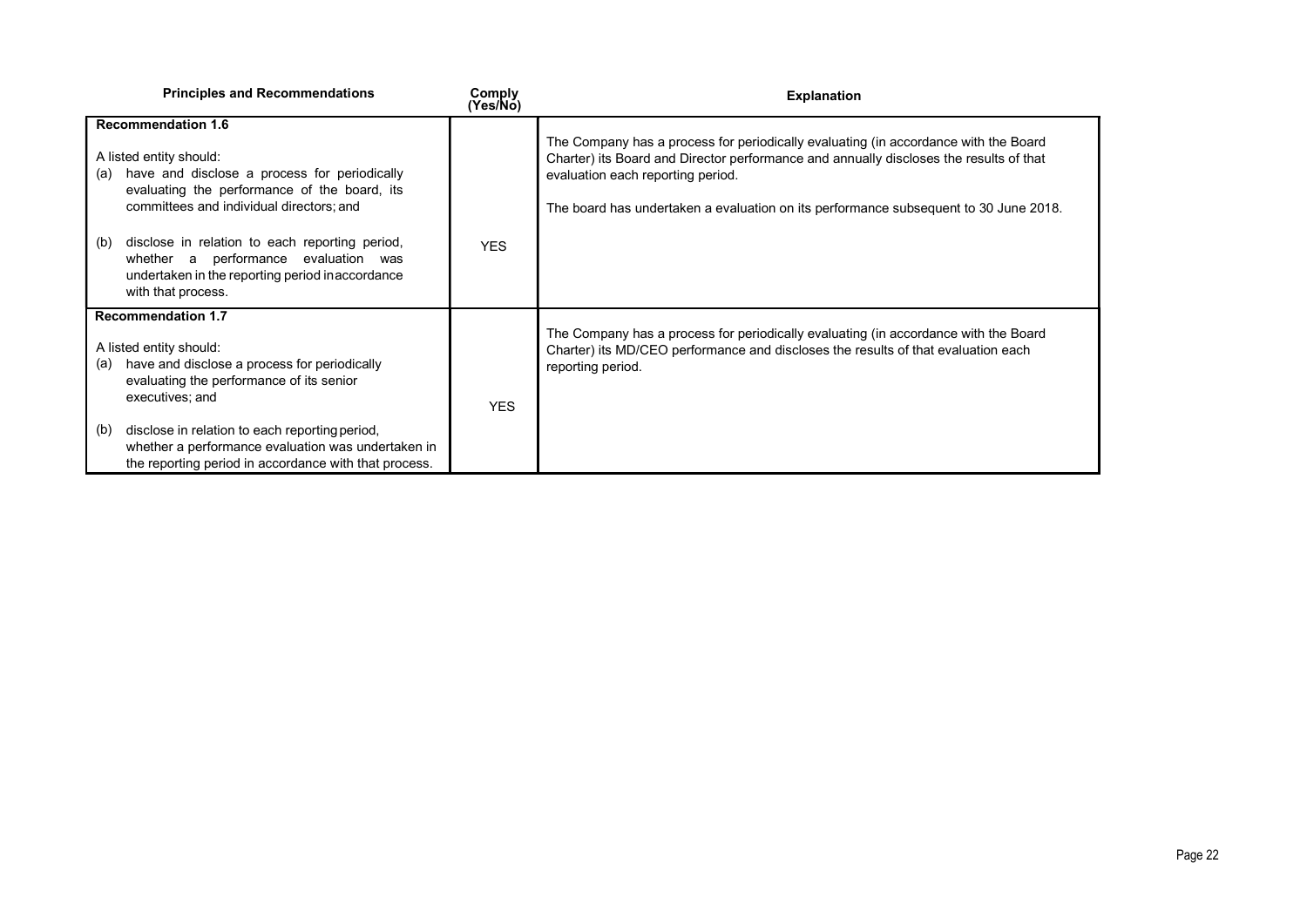| Principles and Recommendations | Comply (Yes/No) | Explanation |
|---|---|---|
| **Recommendation 1.6**<br><br>A listed entity should:<br>(a) have and disclose a process for periodically evaluating the performance of the board, its committees and individual directors; and<br><br>(b) disclose in relation to each reporting period, whether a performance evaluation was undertaken in the reporting period in accordance with that process. | YES | The Company has a process for periodically evaluating (in accordance with the Board Charter) its Board and Director performance and annually discloses the results of that evaluation each reporting period.<br><br>The board has undertaken a evaluation on its performance subsequent to 30 June 2018. |
| **Recommendation 1.7**<br><br>A listed entity should:<br>(a) have and disclose a process for periodically evaluating the performance of its senior executives; and<br><br>(b) disclose in relation to each reporting period, whether a performance evaluation was undertaken in the reporting period in accordance with that process. | YES | The Company has a process for periodically evaluating (in accordance with the Board Charter) its MD/CEO performance and discloses the results of that evaluation each reporting period. |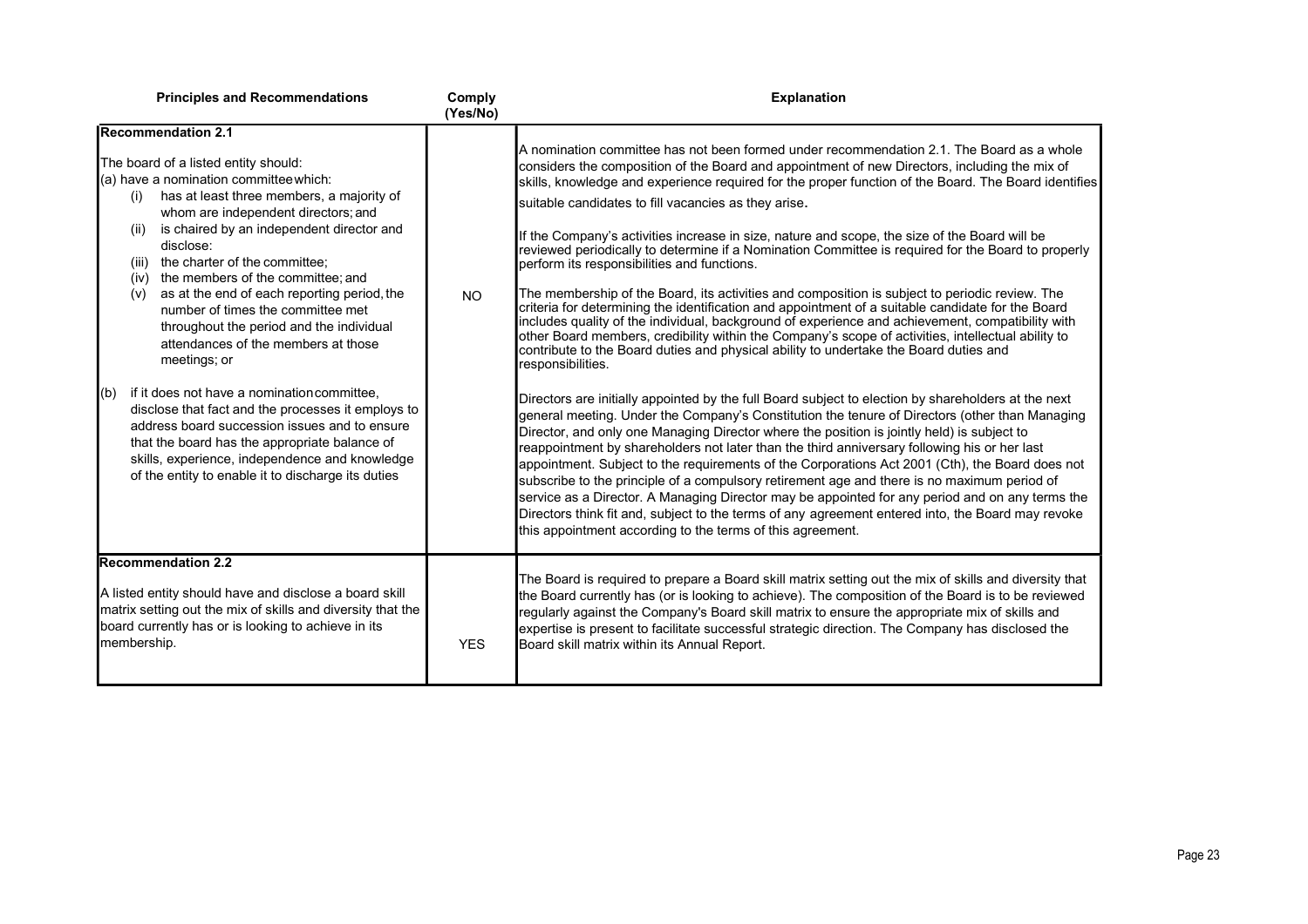| Principles and Recommendations | Comply (Yes/No) | Explanation |
|---|---|---|
| **Recommendation 2.1**<br><br>The board of a listed entity should:<br>(a) have a nomination committee which:<br>(i) has at least three members, a majority of whom are independent directors; and<br>(ii) is chaired by an independent director and disclose:<br>(iii) the charter of the committee;<br>(iv) the members of the committee; and<br>(v) as at the end of each reporting period, the number of times the committee met throughout the period and the individual attendances of the members at those meetings; or<br><br>(b) if it does not have a nomination committee, disclose that fact and the processes it employs to address board succession issues and to ensure that the board has the appropriate balance of skills, experience, independence and knowledge of the entity to enable it to discharge its duties | NO | A nomination committee has not been formed under recommendation 2.1. The Board as a whole considers the composition of the Board and appointment of new Directors, including the mix of skills, knowledge and experience required for the proper function of the Board. The Board identifies suitable candidates to fill vacancies as they arise.<br><br>If the Company's activities increase in size, nature and scope, the size of the Board will be reviewed periodically to determine if a Nomination Committee is required for the Board to properly perform its responsibilities and functions.<br><br>The membership of the Board, its activities and composition is subject to periodic review. The criteria for determining the identification and appointment of a suitable candidate for the Board includes quality of the individual, background of experience and achievement, compatibility with other Board members, credibility within the Company's scope of activities, intellectual ability to contribute to the Board duties and physical ability to undertake the Board duties and responsibilities.<br><br>Directors are initially appointed by the full Board subject to election by shareholders at the next general meeting. Under the Company's Constitution the tenure of Directors (other than Managing Director, and only one Managing Director where the position is jointly held) is subject to reappointment by shareholders not later than the third anniversary following his or her last appointment. Subject to the requirements of the Corporations Act 2001 (Cth), the Board does not subscribe to the principle of a compulsory retirement age and there is no maximum period of service as a Director. A Managing Director may be appointed for any period and on any terms the Directors think fit and, subject to the terms of any agreement entered into, the Board may revoke this appointment according to the terms of this agreement. |
| **Recommendation 2.2**<br><br>A listed entity should have and disclose a board skill matrix setting out the mix of skills and diversity that the board currently has or is looking to achieve in its membership. | YES | The Board is required to prepare a Board skill matrix setting out the mix of skills and diversity that the Board currently has (or is looking to achieve). The composition of the Board is to be reviewed regularly against the Company's Board skill matrix to ensure the appropriate mix of skills and expertise is present to facilitate successful strategic direction. The Company has disclosed the Board skill matrix within its Annual Report. |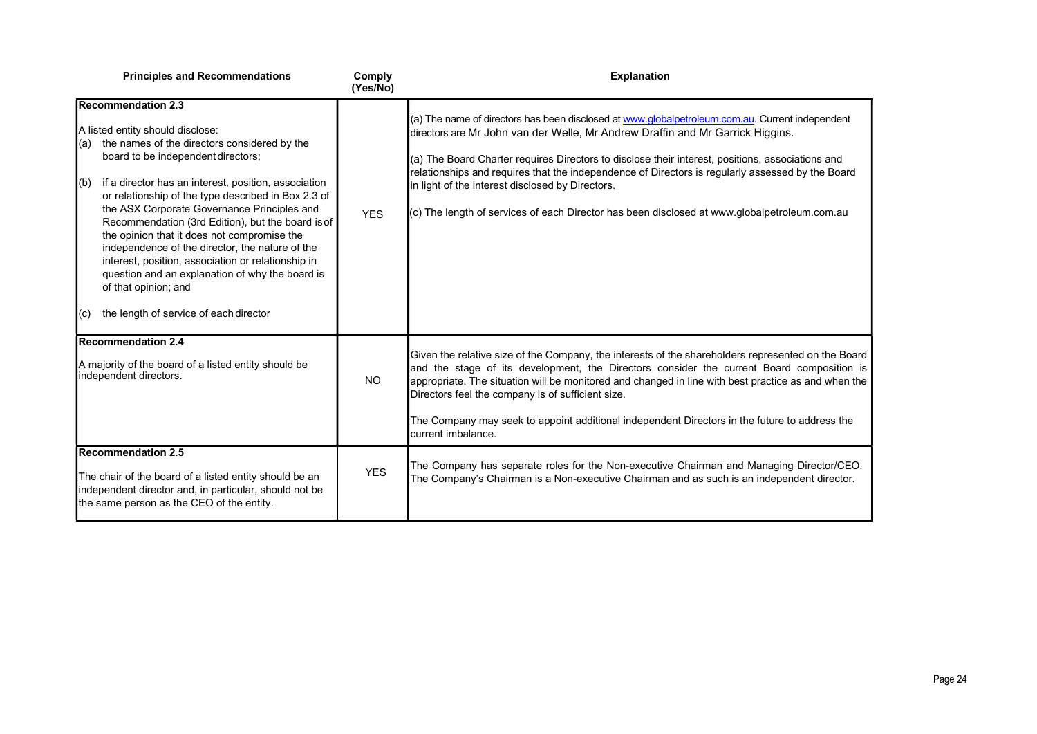| Principles and Recommendations | Comply (Yes/No) | Explanation |
|---|---|---|
| **Recommendation 2.3**<br><br>A listed entity should disclose:<br>(a) the names of the directors considered by the board to be independent directors;<br>(b) if a director has an interest, position, association or relationship of the type described in Box 2.3 of the ASX Corporate Governance Principles and Recommendation (3rd Edition), but the board is of the opinion that it does not compromise the independence of the director, the nature of the interest, position, association or relationship in question and an explanation of why the board is of that opinion; and<br>(c) the length of service of each director | YES | (a) The name of directors has been disclosed at www.globalpetroleum.com.au. Current independent directors are Mr John van der Welle, Mr Andrew Draffin and Mr Garrick Higgins.<br><br>(a) The Board Charter requires Directors to disclose their interest, positions, associations and relationships and requires that the independence of Directors is regularly assessed by the Board in light of the interest disclosed by Directors.<br><br>(c) The length of services of each Director has been disclosed at www.globalpetroleum.com.au |
| **Recommendation 2.4**<br><br>A majority of the board of a listed entity should be independent directors. | NO | Given the relative size of the Company, the interests of the shareholders represented on the Board and the stage of its development, the Directors consider the current Board composition is appropriate. The situation will be monitored and changed in line with best practice as and when the Directors feel the company is of sufficient size.<br><br>The Company may seek to appoint additional independent Directors in the future to address the current imbalance. |
| **Recommendation 2.5**<br><br>The chair of the board of a listed entity should be an independent director and, in particular, should not be the same person as the CEO of the entity. | YES | The Company has separate roles for the Non-executive Chairman and Managing Director/CEO. The Company's Chairman is a Non-executive Chairman and as such is an independent director. |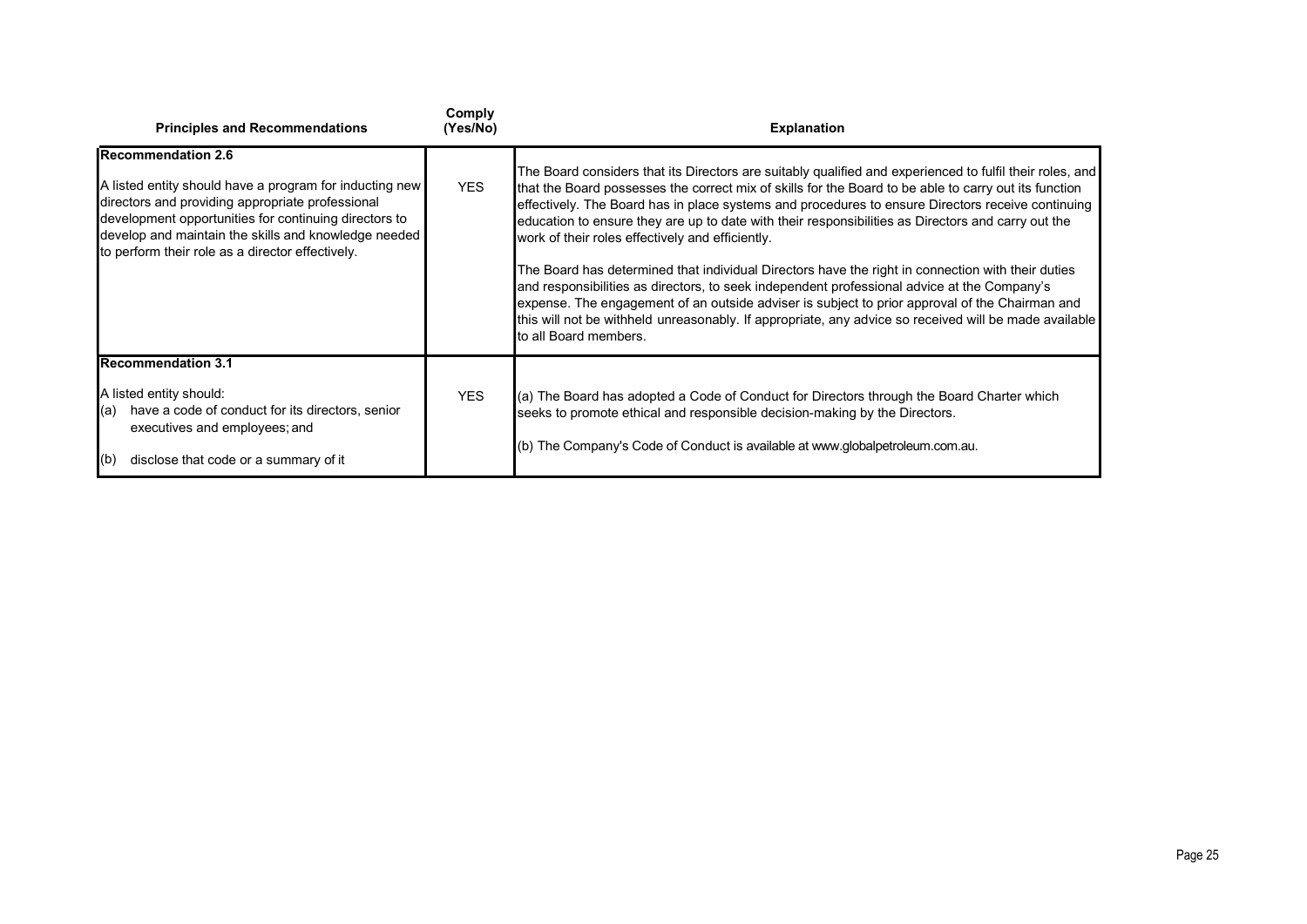| Principles and Recommendations | Comply (Yes/No) | Explanation |
| --- | --- | --- |
| **Recommendation 2.6**<br><br>A listed entity should have a program for inducting new directors and providing appropriate professional development opportunities for continuing directors to develop and maintain the skills and knowledge needed to perform their role as a director effectively. | YES | The Board considers that its Directors are suitably qualified and experienced to fulfil their roles, and that the Board possesses the correct mix of skills for the Board to be able to carry out its function effectively. The Board has in place systems and procedures to ensure Directors receive continuing education to ensure they are up to date with their responsibilities as Directors and carry out the work of their roles effectively and efficiently.<br><br>The Board has determined that individual Directors have the right in connection with their duties and responsibilities as directors, to seek independent professional advice at the Company's expense. The engagement of an outside adviser is subject to prior approval of the Chairman and this will not be withheld unreasonably. If appropriate, any advice so received will be made available to all Board members. |
| **Recommendation 3.1**<br><br>A listed entity should:<br>(a) have a code of conduct for its directors, senior executives and employees; and<br><br>(b) disclose that code or a summary of it | YES | (a) The Board has adopted a Code of Conduct for Directors through the Board Charter which seeks to promote ethical and responsible decision-making by the Directors.<br><br>(b) The Company's Code of Conduct is available at www.globalpetroleum.com.au. |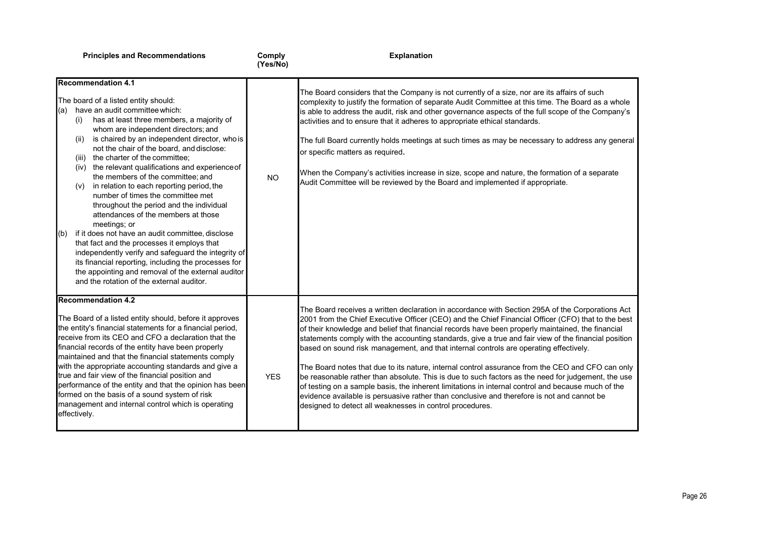| Principles and Recommendations | Comply (Yes/No) | Explanation |
|---|---|---|
| **Recommendation 4.1**<br><br>The board of a listed entity should:<br>(a) have an audit committee which:<br>(i) has at least three members, a majority of whom are independent directors; and<br>(ii) is chaired by an independent director, who is not the chair of the board, and disclose:<br>(iii) the charter of the committee;<br>(iv) the relevant qualifications and experience of the members of the committee; and<br>(v) in relation to each reporting period, the number of times the committee met throughout the period and the individual attendances of the members at those meetings; or<br>(b) if it does not have an audit committee, disclose that fact and the processes it employs that independently verify and safeguard the integrity of its financial reporting, including the processes for the appointing and removal of the external auditor and the rotation of the external auditor. | NO | The Board considers that the Company is not currently of a size, nor are its affairs of such complexity to justify the formation of separate Audit Committee at this time. The Board as a whole is able to address the audit, risk and other governance aspects of the full scope of the Company's activities and to ensure that it adheres to appropriate ethical standards.<br><br>The full Board currently holds meetings at such times as may be necessary to address any general or specific matters as required.<br><br>When the Company's activities increase in size, scope and nature, the formation of a separate Audit Committee will be reviewed by the Board and implemented if appropriate. |
| **Recommendation 4.2**<br><br>The Board of a listed entity should, before it approves the entity's financial statements for a financial period, receive from its CEO and CFO a declaration that the financial records of the entity have been properly maintained and that the financial statements comply with the appropriate accounting standards and give a true and fair view of the financial position and performance of the entity and that the opinion has been formed on the basis of a sound system of risk management and internal control which is operating effectively. | YES | The Board receives a written declaration in accordance with Section 295A of the Corporations Act 2001 from the Chief Executive Officer (CEO) and the Chief Financial Officer (CFO) that to the best of their knowledge and belief that financial records have been properly maintained, the financial statements comply with the accounting standards, give a true and fair view of the financial position based on sound risk management, and that internal controls are operating effectively.<br><br>The Board notes that due to its nature, internal control assurance from the CEO and CFO can only be reasonable rather than absolute. This is due to such factors as the need for judgement, the use of testing on a sample basis, the inherent limitations in internal control and because much of the evidence available is persuasive rather than conclusive and therefore is not and cannot be designed to detect all weaknesses in control procedures. |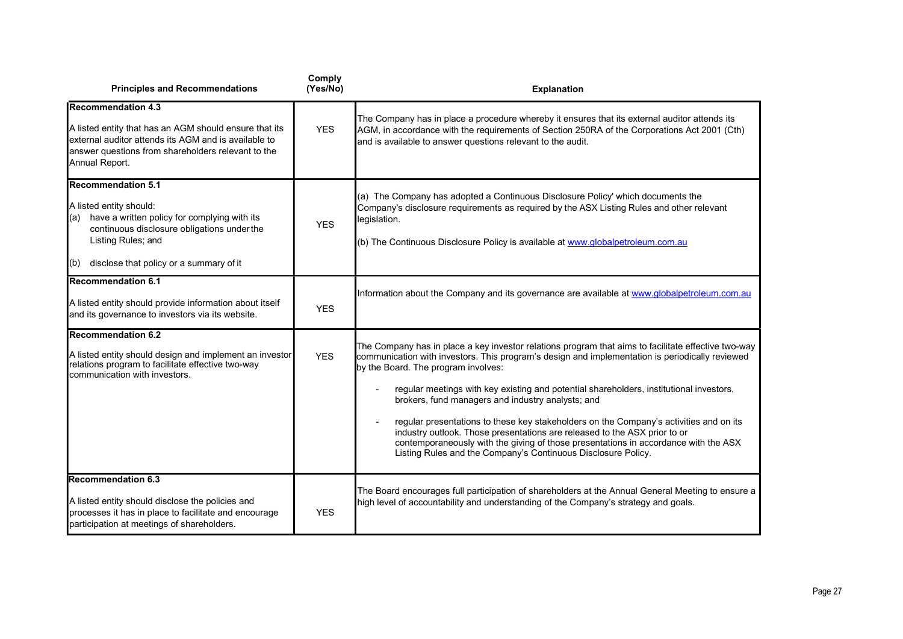| Principles and Recommendations | Comply (Yes/No) | Explanation |
|---|---|---|
| **Recommendation 4.3**<br><br>A listed entity that has an AGM should ensure that its external auditor attends its AGM and is available to answer questions from shareholders relevant to the Annual Report. | YES | The Company has in place a procedure whereby it ensures that its external auditor attends its AGM, in accordance with the requirements of Section 250RA of the Corporations Act 2001 (Cth) and is available to answer questions relevant to the audit. |
| **Recommendation 5.1**<br><br>A listed entity should:<br>(a) have a written policy for complying with its continuous disclosure obligations under the Listing Rules; and<br><br>(b) disclose that policy or a summary of it | YES | (a) The Company has adopted a Continuous Disclosure Policy' which documents the Company's disclosure requirements as required by the ASX Listing Rules and other relevant legislation.<br><br>(b) The Continuous Disclosure Policy is available at www.globalpetroleum.com.au |
| **Recommendation 6.1**<br><br>A listed entity should provide information about itself and its governance to investors via its website. | YES | Information about the Company and its governance are available at www.globalpetroleum.com.au |
| **Recommendation 6.2**<br><br>A listed entity should design and implement an investor relations program to facilitate effective two-way communication with investors. | YES | The Company has in place a key investor relations program that aims to facilitate effective two-way communication with investors. This program's design and implementation is periodically reviewed by the Board. The program involves:<br><br>- regular meetings with key existing and potential shareholders, institutional investors, brokers, fund managers and industry analysts; and<br><br>- regular presentations to these key stakeholders on the Company's activities and on its industry outlook. Those presentations are released to the ASX prior to or contemporaneously with the giving of those presentations in accordance with the ASX Listing Rules and the Company's Continuous Disclosure Policy. |
| **Recommendation 6.3**<br><br>A listed entity should disclose the policies and processes it has in place to facilitate and encourage participation at meetings of shareholders. | YES | The Board encourages full participation of shareholders at the Annual General Meeting to ensure a high level of accountability and understanding of the Company's strategy and goals. |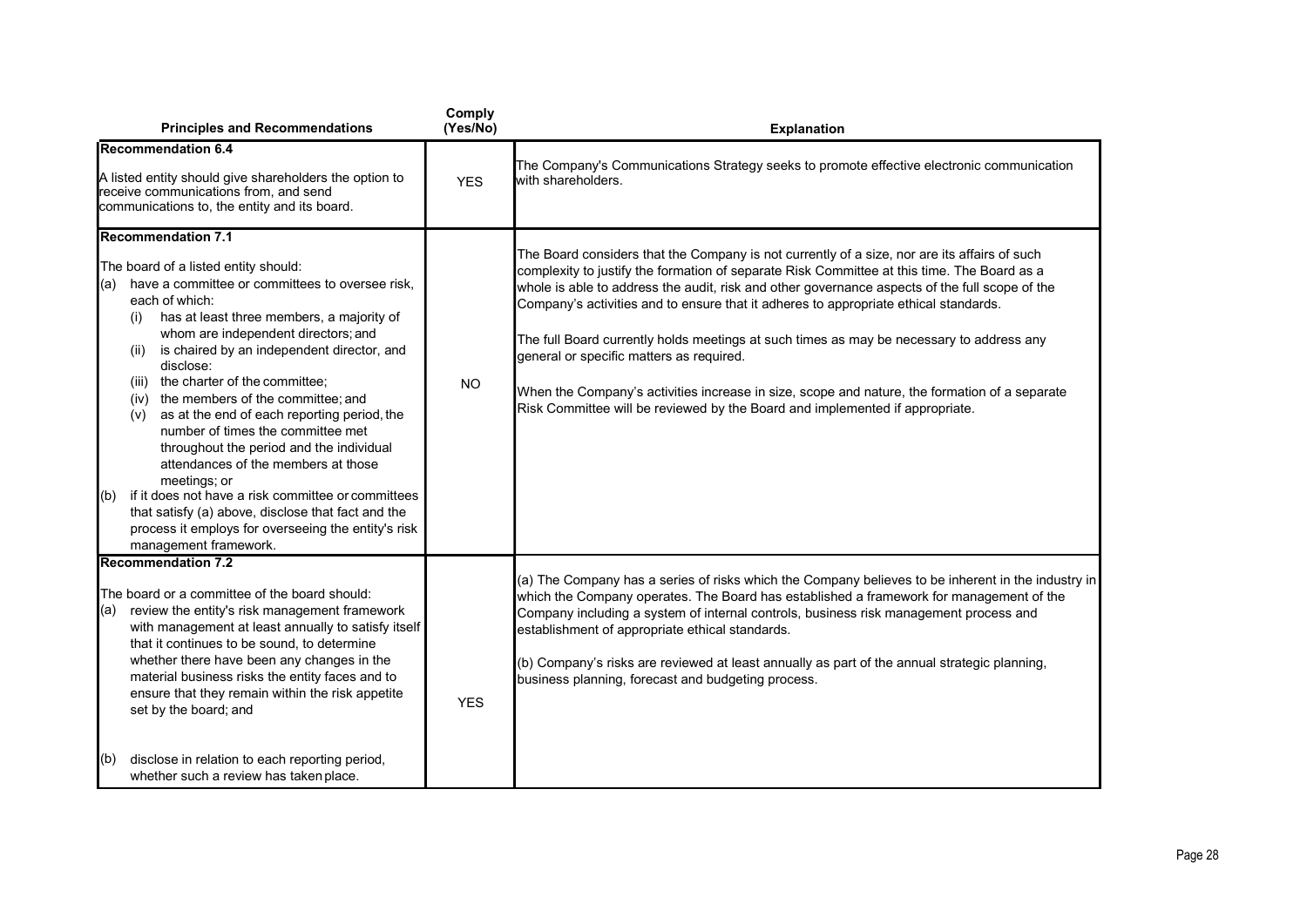| Principles and Recommendations | Comply (Yes/No) | Explanation |
|---|---|---|
| **Recommendation 6.4**<br><br>A listed entity should give shareholders the option to receive communications from, and send communications to, the entity and its board. | YES | The Company's Communications Strategy seeks to promote effective electronic communication with shareholders. |
| **Recommendation 7.1**<br><br>The board of a listed entity should:<br>(a) have a committee or committees to oversee risk, each of which:<br>(i) has at least three members, a majority of whom are independent directors; and<br>(ii) is chaired by an independent director, and disclose:<br>(iii) the charter of the committee;<br>(iv) the members of the committee; and<br>(v) as at the end of each reporting period, the number of times the committee met throughout the period and the individual attendances of the members at those meetings; or<br>(b) if it does not have a risk committee or committees that satisfy (a) above, disclose that fact and the process it employs for overseeing the entity's risk management framework. | NO | The Board considers that the Company is not currently of a size, nor are its affairs of such complexity to justify the formation of separate Risk Committee at this time. The Board as a whole is able to address the audit, risk and other governance aspects of the full scope of the Company's activities and to ensure that it adheres to appropriate ethical standards.<br><br>The full Board currently holds meetings at such times as may be necessary to address any general or specific matters as required.<br><br>When the Company's activities increase in size, scope and nature, the formation of a separate Risk Committee will be reviewed by the Board and implemented if appropriate. |
| **Recommendation 7.2**<br><br>The board or a committee of the board should:<br>(a) review the entity's risk management framework with management at least annually to satisfy itself that it continues to be sound, to determine whether there have been any changes in the material business risks the entity faces and to ensure that they remain within the risk appetite set by the board; and<br><br>(b) disclose in relation to each reporting period, whether such a review has taken place. | YES | (a) The Company has a series of risks which the Company believes to be inherent in the industry in which the Company operates. The Board has established a framework for management of the Company including a system of internal controls, business risk management process and establishment of appropriate ethical standards.<br><br>(b) Company's risks are reviewed at least annually as part of the annual strategic planning, business planning, forecast and budgeting process. |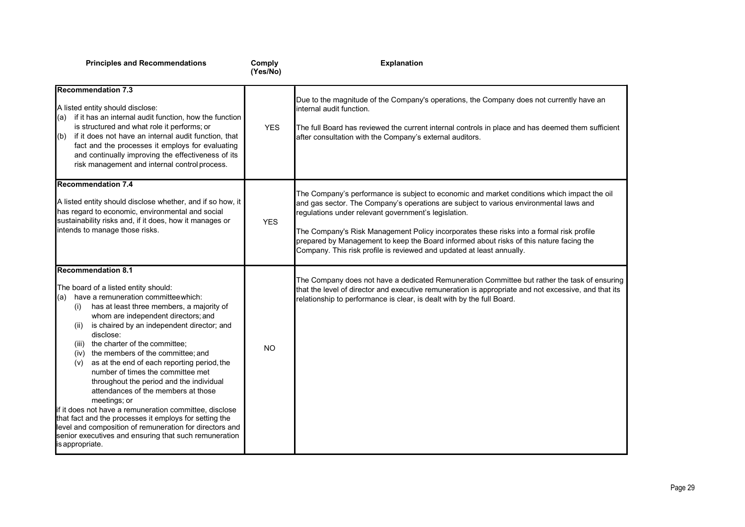| Principles and Recommendations | Comply (Yes/No) | Explanation |
|---|---|---|
| **Recommendation 7.3**<br><br>A listed entity should disclose:<br>(a) if it has an internal audit function, how the function is structured and what role it performs; or<br>(b) if it does not have an internal audit function, that fact and the processes it employs for evaluating and continually improving the effectiveness of its risk management and internal control process. | YES | Due to the magnitude of the Company's operations, the Company does not currently have an internal audit function.<br><br>The full Board has reviewed the current internal controls in place and has deemed them sufficient after consultation with the Company's external auditors. |
| **Recommendation 7.4**<br><br>A listed entity should disclose whether, and if so how, it has regard to economic, environmental and social sustainability risks and, if it does, how it manages or intends to manage those risks. | YES | The Company's performance is subject to economic and market conditions which impact the oil and gas sector. The Company's operations are subject to various environmental laws and regulations under relevant government's legislation.<br><br>The Company's Risk Management Policy incorporates these risks into a formal risk profile prepared by Management to keep the Board informed about risks of this nature facing the Company. This risk profile is reviewed and updated at least annually. |
| **Recommendation 8.1**<br><br>The board of a listed entity should:<br>(a) have a remuneration committee which:<br>(i) has at least three members, a majority of whom are independent directors; and<br>(ii) is chaired by an independent director; and disclose:<br>(iii) the charter of the committee;<br>(iv) the members of the committee; and<br>(v) as at the end of each reporting period, the number of times the committee met throughout the period and the individual attendances of the members at those meetings; or<br>if it does not have a remuneration committee, disclose that fact and the processes it employs for setting the level and composition of remuneration for directors and senior executives and ensuring that such remuneration is appropriate. | NO | The Company does not have a dedicated Remuneration Committee but rather the task of ensuring that the level of director and executive remuneration is appropriate and not excessive, and that its relationship to performance is clear, is dealt with by the full Board. |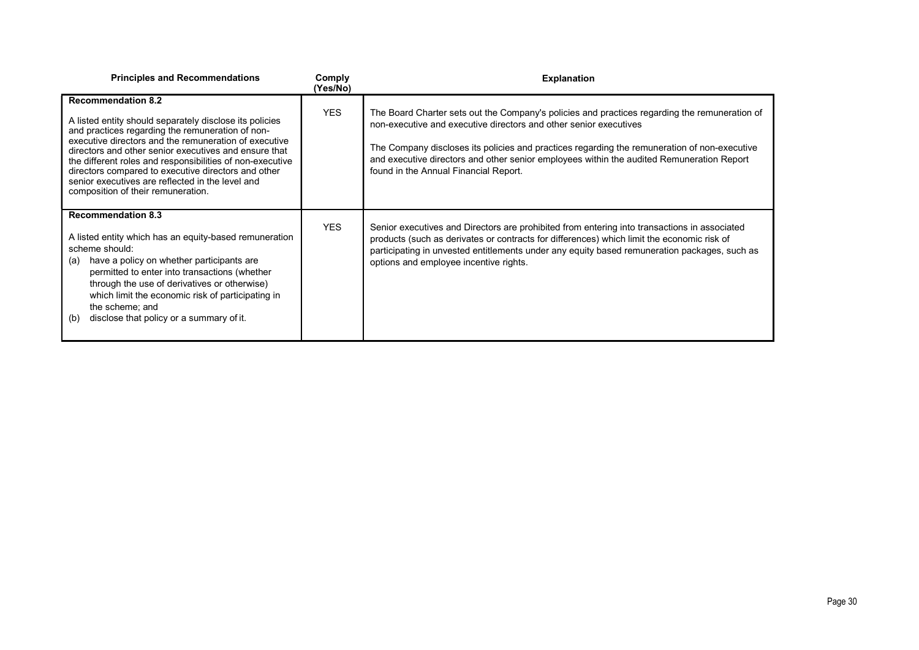| Principles and Recommendations | Comply (Yes/No) | Explanation |
| --- | --- | --- |
| **Recommendation 8.2**<br><br>A listed entity should separately disclose its policies and practices regarding the remuneration of non-executive directors and the remuneration of executive directors and other senior executives and ensure that the different roles and responsibilities of non-executive directors compared to executive directors and other senior executives are reflected in the level and composition of their remuneration. | YES | The Board Charter sets out the Company's policies and practices regarding the remuneration of non-executive and executive directors and other senior executives<br><br>The Company discloses its policies and practices regarding the remuneration of non-executive and executive directors and other senior employees within the audited Remuneration Report found in the Annual Financial Report. |
| **Recommendation 8.3**<br><br>A listed entity which has an equity-based remuneration scheme should:<br>(a) have a policy on whether participants are permitted to enter into transactions (whether through the use of derivatives or otherwise) which limit the economic risk of participating in the scheme; and<br>(b) disclose that policy or a summary of it. | YES | Senior executives and Directors are prohibited from entering into transactions in associated products (such as derivates or contracts for differences) which limit the economic risk of participating in unvested entitlements under any equity based remuneration packages, such as options and employee incentive rights. |